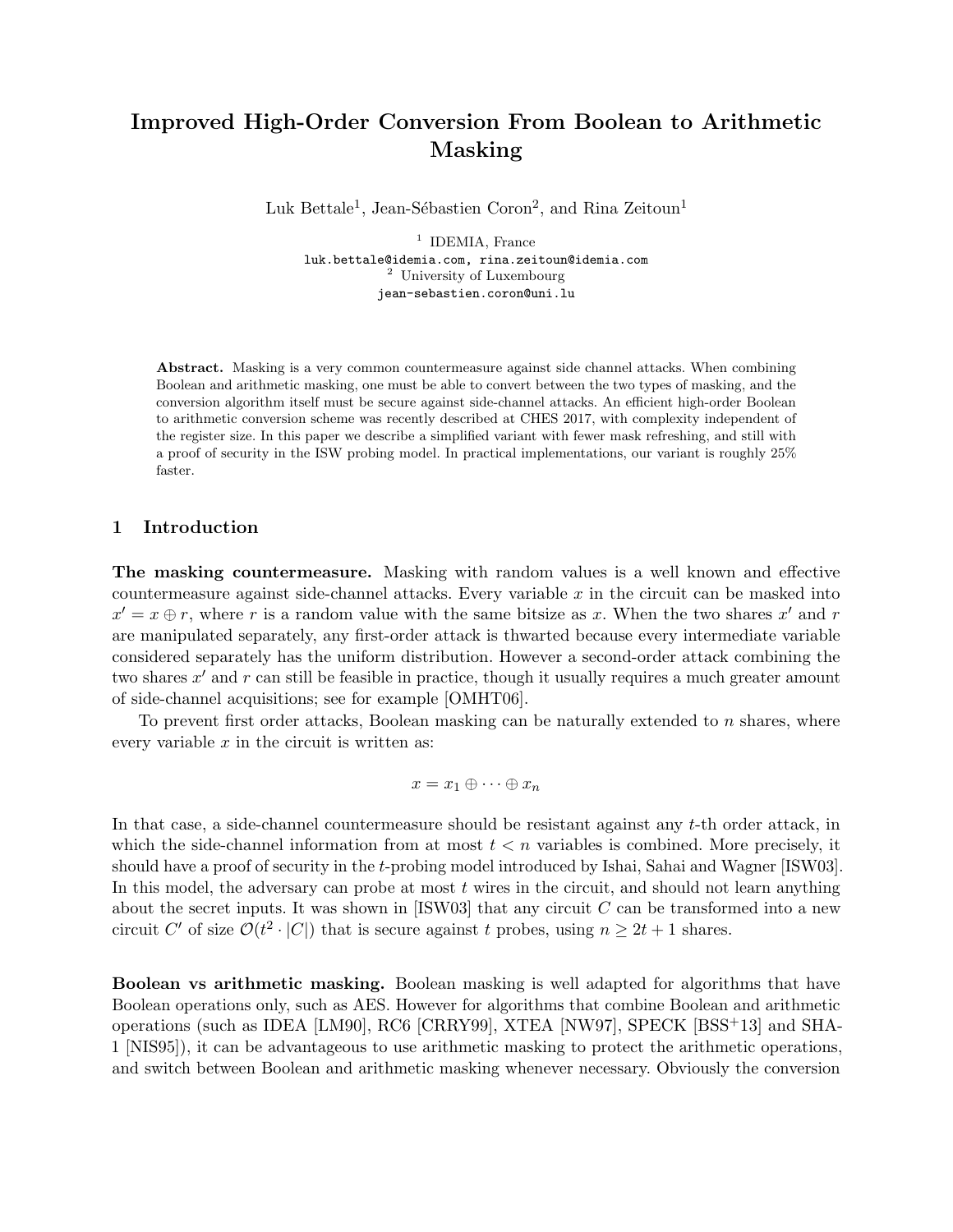# Improved High-Order Conversion From Boolean to Arithmetic Masking

Luk Bettale[1], Jean-Sébastien Coron[2], and Rina Zeitoun[1]

[1] IDEMIA, France
luk.bettale@idemia.com, rina.zeitoun@idemia.com
[2] University of Luxembourg
jean-sebastien.coron@uni.lu

**Abstract.** Masking is a very common countermeasure against side channel attacks. When combining Boolean and arithmetic masking, one must be able to convert between the two types of masking, and the conversion algorithm itself must be secure against side-channel attacks. An efficient high-order Boolean to arithmetic conversion scheme was recently described at CHES 2017, with complexity independent of the register size. In this paper we describe a simplified variant with fewer mask refreshing, and still with a proof of security in the ISW probing model. In practical implementations, our variant is roughly 25% faster.

## 1 Introduction

**The masking countermeasure.** Masking with random values is a well known and effective countermeasure against side-channel attacks. Every variable $x$ in the circuit can be masked into $x' = x \oplus r$, where $r$ is a random value with the same bitsize as $x$. When the two shares $x'$ and $r$ are manipulated separately, any first-order attack is thwarted because every intermediate variable considered separately has the uniform distribution. However a second-order attack combining the two shares $x'$ and $r$ can still be feasible in practice, though it usually requires a much greater amount of side-channel acquisitions; see for example [OMHT06].

To prevent first order attacks, Boolean masking can be naturally extended to $n$ shares, where every variable $x$ in the circuit is written as:

$$x = x_1 \oplus \cdots \oplus x_n$$

In that case, a side-channel countermeasure should be resistant against any $t$-th order attack, in which the side-channel information from at most $t < n$ variables is combined. More precisely, it should have a proof of security in the $t$-probing model introduced by Ishai, Sahai and Wagner [ISW03]. In this model, the adversary can probe at most $t$ wires in the circuit, and should not learn anything about the secret inputs. It was shown in [ISW03] that any circuit $C$ can be transformed into a new circuit $C'$ of size $\mathcal{O}(t^2 \cdot |C|)$ that is secure against $t$ probes, using $n \geq 2t + 1$ shares.

**Boolean vs arithmetic masking.** Boolean masking is well adapted for algorithms that have Boolean operations only, such as AES. However for algorithms that combine Boolean and arithmetic operations (such as IDEA [LM90], RC6 [CRRY99], XTEA [NW97], SPECK [BSS+13] and SHA-1 [NIS95]), it can be advantageous to use arithmetic masking to protect the arithmetic operations, and switch between Boolean and arithmetic masking whenever necessary. Obviously the conversion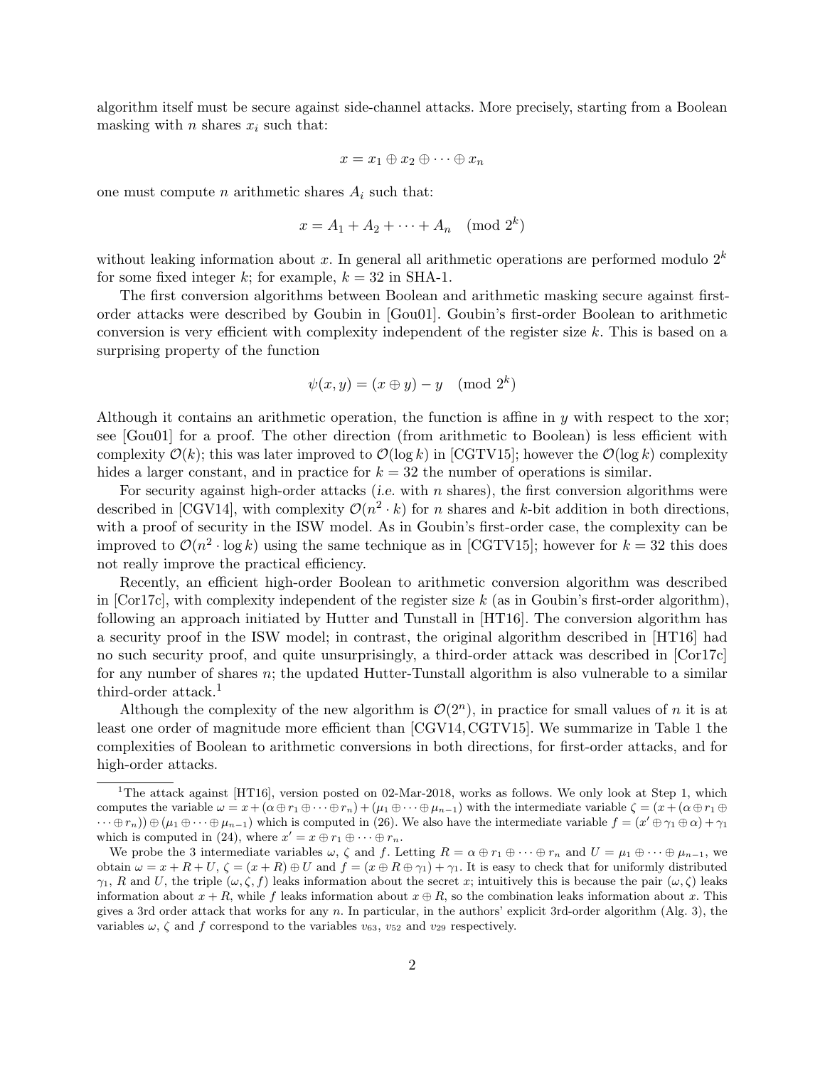algorithm itself must be secure against side-channel attacks. More precisely, starting from a Boolean masking with $n$ shares $x_i$ such that:

$$x = x_1 \oplus x_2 \oplus \cdots \oplus x_n$$

one must compute $n$ arithmetic shares $A_i$ such that:

$$x = A_1 + A_2 + \cdots + A_n \pmod{2^k}$$

without leaking information about $x$. In general all arithmetic operations are performed modulo $2^k$ for some fixed integer $k$; for example, $k = 32$ in SHA-1.

The first conversion algorithms between Boolean and arithmetic masking secure against first-order attacks were described by Goubin in [Gou01]. Goubin's first-order Boolean to arithmetic conversion is very efficient with complexity independent of the register size $k$. This is based on a surprising property of the function

$$\psi(x, y) = (x \oplus y) - y \pmod{2^k}$$

Although it contains an arithmetic operation, the function is affine in $y$ with respect to the xor; see [Gou01] for a proof. The other direction (from arithmetic to Boolean) is less efficient with complexity $\mathcal{O}(k)$; this was later improved to $\mathcal{O}(\log k)$ in [CGTV15]; however the $\mathcal{O}(\log k)$ complexity hides a larger constant, and in practice for $k = 32$ the number of operations is similar.

For security against high-order attacks (*i.e.* with $n$ shares), the first conversion algorithms were described in [CGV14], with complexity $\mathcal{O}(n^2 \cdot k)$ for $n$ shares and $k$-bit addition in both directions, with a proof of security in the ISW model. As in Goubin's first-order case, the complexity can be improved to $\mathcal{O}(n^2 \cdot \log k)$ using the same technique as in [CGTV15]; however for $k = 32$ this does not really improve the practical efficiency.

Recently, an efficient high-order Boolean to arithmetic conversion algorithm was described in [Cor17c], with complexity independent of the register size $k$ (as in Goubin's first-order algorithm), following an approach initiated by Hutter and Tunstall in [HT16]. The conversion algorithm has a security proof in the ISW model; in contrast, the original algorithm described in [HT16] had no such security proof, and quite unsurprisingly, a third-order attack was described in [Cor17c] for any number of shares $n$; the updated Hutter-Tunstall algorithm is also vulnerable to a similar third-order attack.[1]

Although the complexity of the new algorithm is $\mathcal{O}(2^n)$, in practice for small values of $n$ it is at least one order of magnitude more efficient than [CGV14, CGTV15]. We summarize in Table 1 the complexities of Boolean to arithmetic conversions in both directions, for first-order attacks, and for high-order attacks.

[1] The attack against [HT16], version posted on 02-Mar-2018, works as follows. We only look at Step 1, which computes the variable $\omega = x + (\alpha \oplus r_1 \oplus \cdots \oplus r_n) + (\mu_1 \oplus \cdots \oplus \mu_{n-1})$ with the intermediate variable $\zeta = (x + (\alpha \oplus r_1 \oplus \cdots \oplus r_n)) \oplus (\mu_1 \oplus \cdots \oplus \mu_{n-1})$ which is computed in (26). We also have the intermediate variable $f = (x' \oplus \gamma_1 \oplus \alpha) + \gamma_1$ which is computed in (24), where $x' = x \oplus r_1 \oplus \cdots \oplus r_n$.

We probe the 3 intermediate variables $\omega$, $\zeta$ and $f$. Letting $R = \alpha \oplus r_1 \oplus \cdots \oplus r_n$ and $U = \mu_1 \oplus \cdots \oplus \mu_{n-1}$, we obtain $\omega = x + R + U$, $\zeta = (x + R) \oplus U$ and $f = (x \oplus R \oplus \gamma_1) + \gamma_1$. It is easy to check that for uniformly distributed $\gamma_1$, $R$ and $U$, the triple $(\omega, \zeta, f)$ leaks information about the secret $x$; intuitively this is because the pair $(\omega, \zeta)$ leaks information about $x + R$, while $f$ leaks information about $x \oplus R$, so the combination leaks information about $x$. This gives a 3rd order attack that works for any $n$. In particular, in the authors' explicit 3rd-order algorithm (Alg. 3), the variables $\omega$, $\zeta$ and $f$ correspond to the variables $v_{63}$, $v_{52}$ and $v_{29}$ respectively.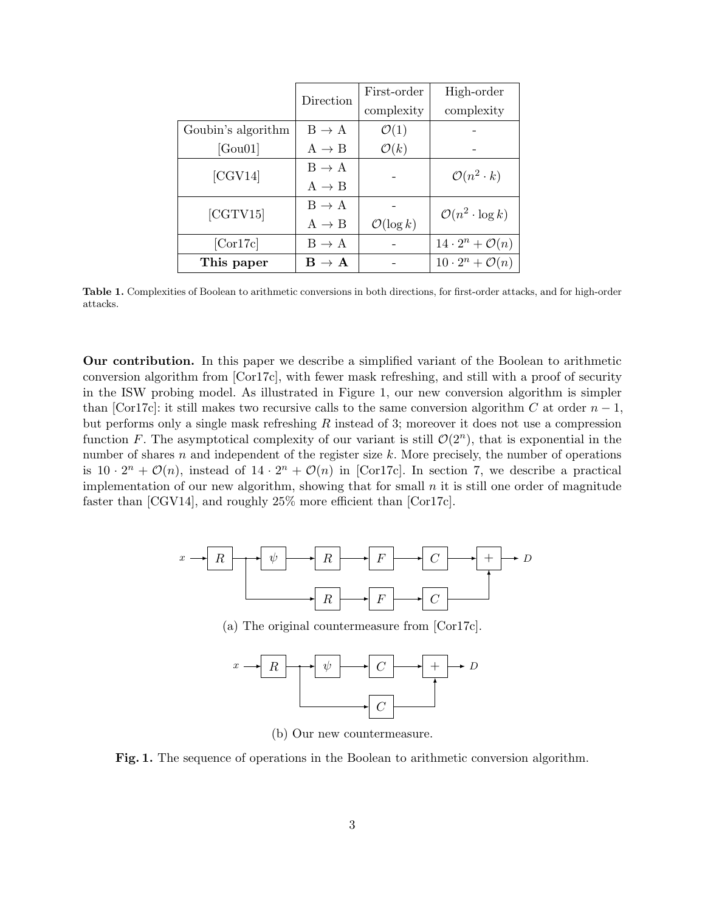| | Direction | First-order complexity | High-order complexity |
|---|---|---|---|
| Goubin's algorithm [Gou01] | B → A | $\mathcal{O}(1)$ | - |
| | A → B | $\mathcal{O}(k)$ | - |
| [CGV14] | B → A | - | $\mathcal{O}(n^2 \cdot k)$ |
| | A → B | | |
| [CGTV15] | B → A | - | $\mathcal{O}(n^2 \cdot \log k)$ |
| | A → B | $\mathcal{O}(\log k)$ | |
| [Cor17c] | B → A | - | $14 \cdot 2^n + \mathcal{O}(n)$ |
| **This paper** | **B → A** | - | $10 \cdot 2^n + \mathcal{O}(n)$ |

**Table 1.** Complexities of Boolean to arithmetic conversions in both directions, for first-order attacks, and for high-order attacks.

**Our contribution.** In this paper we describe a simplified variant of the Boolean to arithmetic conversion algorithm from [Cor17c], with fewer mask refreshing, and still with a proof of security in the ISW probing model. As illustrated in Figure 1, our new conversion algorithm is simpler than [Cor17c]: it still makes two recursive calls to the same conversion algorithm $C$ at order $n-1$, but performs only a single mask refreshing $R$ instead of 3; moreover it does not use a compression function $F$. The asymptotical complexity of our variant is still $\mathcal{O}(2^n)$, that is exponential in the number of shares $n$ and independent of the register size $k$. More precisely, the number of operations is $10 \cdot 2^n + \mathcal{O}(n)$, instead of $14 \cdot 2^n + \mathcal{O}(n)$ in [Cor17c]. In section 7, we describe a practical implementation of our new algorithm, showing that for small $n$ it is still one order of magnitude faster than [CGV14], and roughly 25% more efficient than [Cor17c].

(a) The original countermeasure from [Cor17c].

(b) Our new countermeasure.

**Fig. 1.** The sequence of operations in the Boolean to arithmetic conversion algorithm.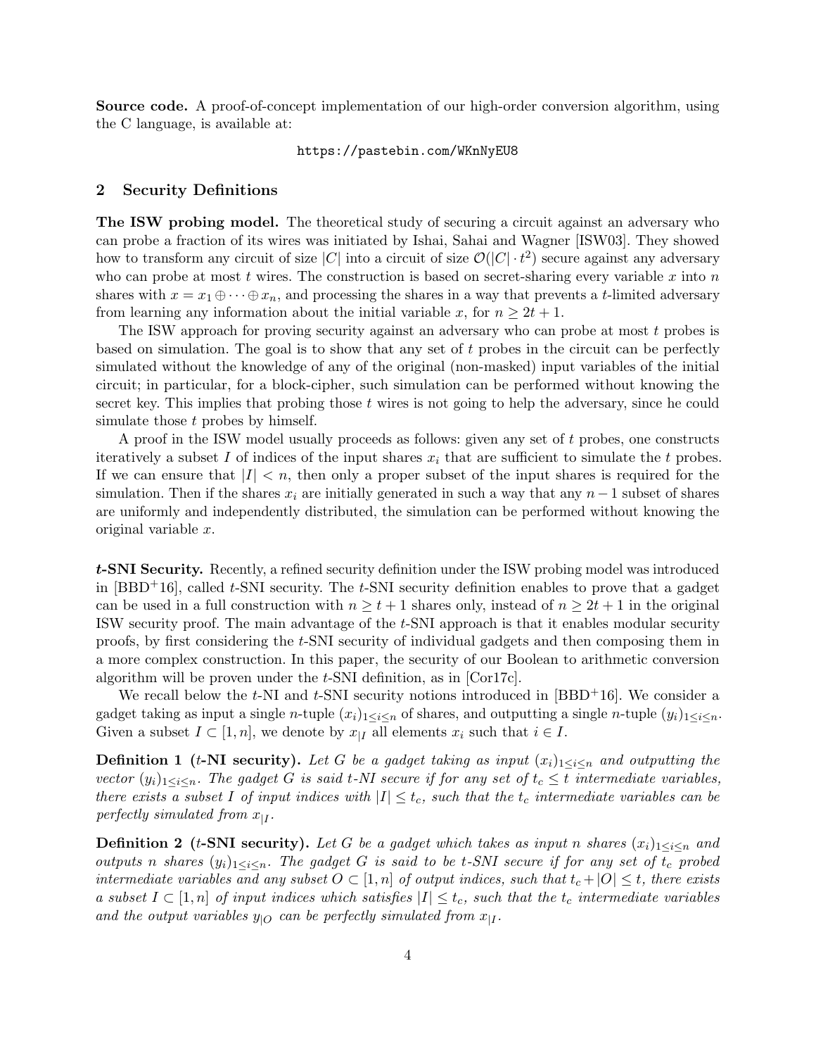**Source code.** A proof-of-concept implementation of our high-order conversion algorithm, using the C language, is available at:

`https://pastebin.com/WKnNyEU8`

## 2 Security Definitions

**The ISW probing model.** The theoretical study of securing a circuit against an adversary who can probe a fraction of its wires was initiated by Ishai, Sahai and Wagner [ISW03]. They showed how to transform any circuit of size $|C|$ into a circuit of size $\mathcal{O}(|C| \cdot t^2)$ secure against any adversary who can probe at most $t$ wires. The construction is based on secret-sharing every variable $x$ into $n$ shares with $x = x_1 \oplus \cdots \oplus x_n$, and processing the shares in a way that prevents a $t$-limited adversary from learning any information about the initial variable $x$, for $n \geq 2t + 1$.

The ISW approach for proving security against an adversary who can probe at most $t$ probes is based on simulation. The goal is to show that any set of $t$ probes in the circuit can be perfectly simulated without the knowledge of any of the original (non-masked) input variables of the initial circuit; in particular, for a block-cipher, such simulation can be performed without knowing the secret key. This implies that probing those $t$ wires is not going to help the adversary, since he could simulate those $t$ probes by himself.

A proof in the ISW model usually proceeds as follows: given any set of $t$ probes, one constructs iteratively a subset $I$ of indices of the input shares $x_i$ that are sufficient to simulate the $t$ probes. If we can ensure that $|I| < n$, then only a proper subset of the input shares is required for the simulation. Then if the shares $x_i$ are initially generated in such a way that any $n-1$ subset of shares are uniformly and independently distributed, the simulation can be performed without knowing the original variable $x$.

***t*-SNI Security.** Recently, a refined security definition under the ISW probing model was introduced in [BBD+16], called $t$-SNI security. The $t$-SNI security definition enables to prove that a gadget can be used in a full construction with $n \geq t + 1$ shares only, instead of $n \geq 2t + 1$ in the original ISW security proof. The main advantage of the $t$-SNI approach is that it enables modular security proofs, by first considering the $t$-SNI security of individual gadgets and then composing them in a more complex construction. In this paper, the security of our Boolean to arithmetic conversion algorithm will be proven under the $t$-SNI definition, as in [Cor17c].

We recall below the $t$-NI and $t$-SNI security notions introduced in [BBD+16]. We consider a gadget taking as input a single $n$-tuple $(x_i)_{1 \leq i \leq n}$ of shares, and outputting a single $n$-tuple $(y_i)_{1 \leq i \leq n}$. Given a subset $I \subset [1, n]$, we denote by $x_{|I}$ all elements $x_i$ such that $i \in I$.

**Definition 1 (*t*-NI security).** *Let $G$ be a gadget taking as input $(x_i)_{1 \leq i \leq n}$ and outputting the vector $(y_i)_{1 \leq i \leq n}$. The gadget $G$ is said $t$-NI secure if for any set of $t_c \leq t$ intermediate variables, there exists a subset $I$ of input indices with $|I| \leq t_c$, such that the $t_c$ intermediate variables can be perfectly simulated from $x_{|I}$.*

**Definition 2 (*t*-SNI security).** *Let $G$ be a gadget which takes as input $n$ shares $(x_i)_{1 \leq i \leq n}$ and outputs $n$ shares $(y_i)_{1 \leq i \leq n}$. The gadget $G$ is said to be $t$-SNI secure if for any set of $t_c$ probed intermediate variables and any subset $O \subset [1, n]$ of output indices, such that $t_c + |O| \leq t$, there exists a subset $I \subset [1, n]$ of input indices which satisfies $|I| \leq t_c$, such that the $t_c$ intermediate variables and the output variables $y_{|O}$ can be perfectly simulated from $x_{|I}$.*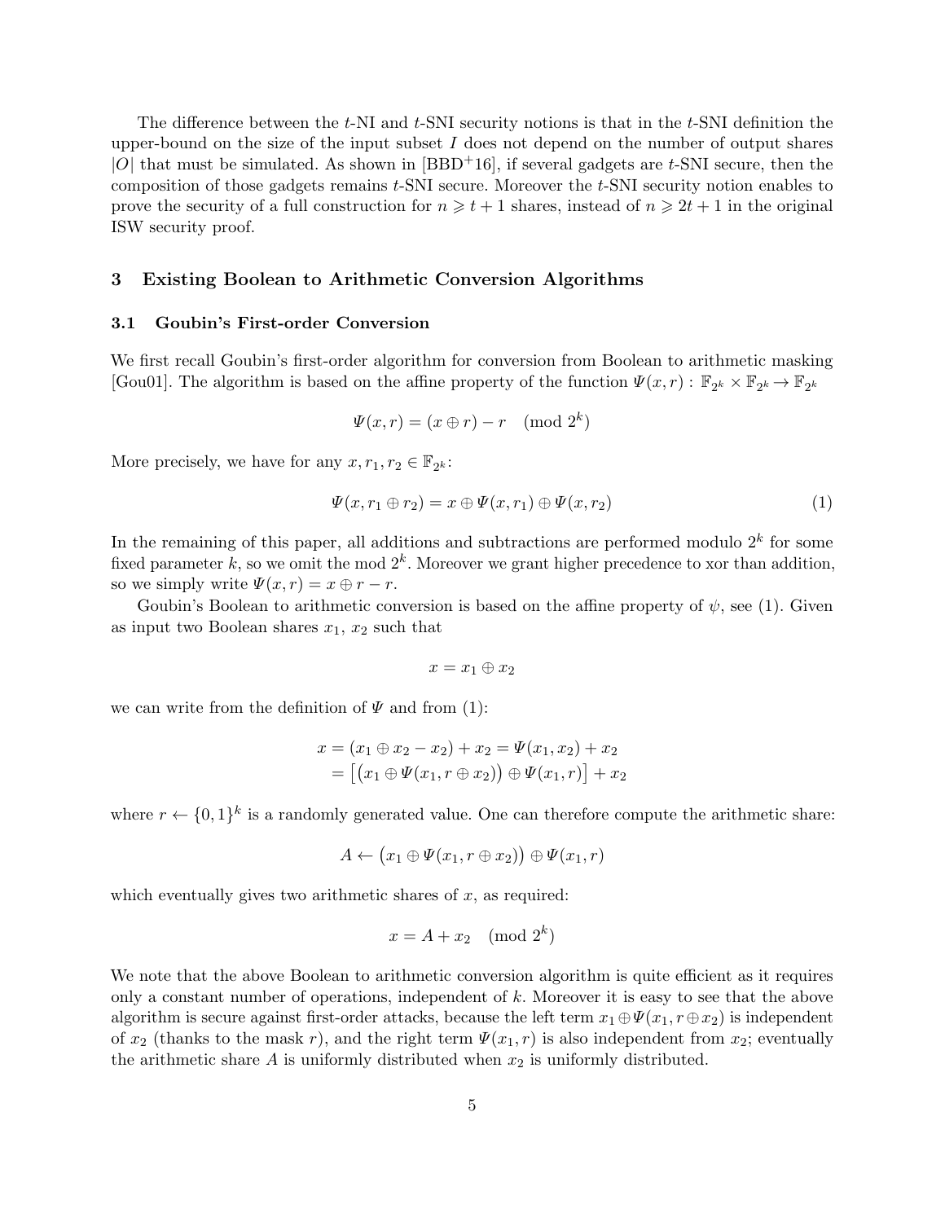The difference between the $t$-NI and $t$-SNI security notions is that in the $t$-SNI definition the upper-bound on the size of the input subset $I$ does not depend on the number of output shares $|O|$ that must be simulated. As shown in [BBD+16], if several gadgets are $t$-SNI secure, then the composition of those gadgets remains $t$-SNI secure. Moreover the $t$-SNI security notion enables to prove the security of a full construction for $n \geqslant t+1$ shares, instead of $n \geqslant 2t+1$ in the original ISW security proof.

## 3 Existing Boolean to Arithmetic Conversion Algorithms

### 3.1 Goubin's First-order Conversion

We first recall Goubin's first-order algorithm for conversion from Boolean to arithmetic masking [Gou01]. The algorithm is based on the affine property of the function $\Psi(x,r) : \mathbb{F}_{2^k} \times \mathbb{F}_{2^k} \to \mathbb{F}_{2^k}$

$$\Psi(x,r) = (x \oplus r) - r \pmod{2^k}$$

More precisely, we have for any $x, r_1, r_2 \in \mathbb{F}_{2^k}$:

$$\Psi(x, r_1 \oplus r_2) = x \oplus \Psi(x, r_1) \oplus \Psi(x, r_2) \tag{1}$$

In the remaining of this paper, all additions and subtractions are performed modulo $2^k$ for some fixed parameter $k$, so we omit the mod $2^k$. Moreover we grant higher precedence to xor than addition, so we simply write $\Psi(x,r) = x \oplus r - r$.

Goubin's Boolean to arithmetic conversion is based on the affine property of $\psi$, see (1). Given as input two Boolean shares $x_1$, $x_2$ such that

$$x = x_1 \oplus x_2$$

we can write from the definition of $\Psi$ and from (1):

$$\begin{aligned} x &= (x_1 \oplus x_2 - x_2) + x_2 = \Psi(x_1, x_2) + x_2 \\ &= \left[\left(x_1 \oplus \Psi(x_1, r \oplus x_2)\right) \oplus \Psi(x_1, r)\right] + x_2 \end{aligned}$$

where $r \leftarrow \{0,1\}^k$ is a randomly generated value. One can therefore compute the arithmetic share:

$$A \leftarrow \left(x_1 \oplus \Psi(x_1, r \oplus x_2)\right) \oplus \Psi(x_1, r)$$

which eventually gives two arithmetic shares of $x$, as required:

$$x = A + x_2 \pmod{2^k}$$

We note that the above Boolean to arithmetic conversion algorithm is quite efficient as it requires only a constant number of operations, independent of $k$. Moreover it is easy to see that the above algorithm is secure against first-order attacks, because the left term $x_1 \oplus \Psi(x_1, r \oplus x_2)$ is independent of $x_2$ (thanks to the mask $r$), and the right term $\Psi(x_1, r)$ is also independent from $x_2$; eventually the arithmetic share $A$ is uniformly distributed when $x_2$ is uniformly distributed.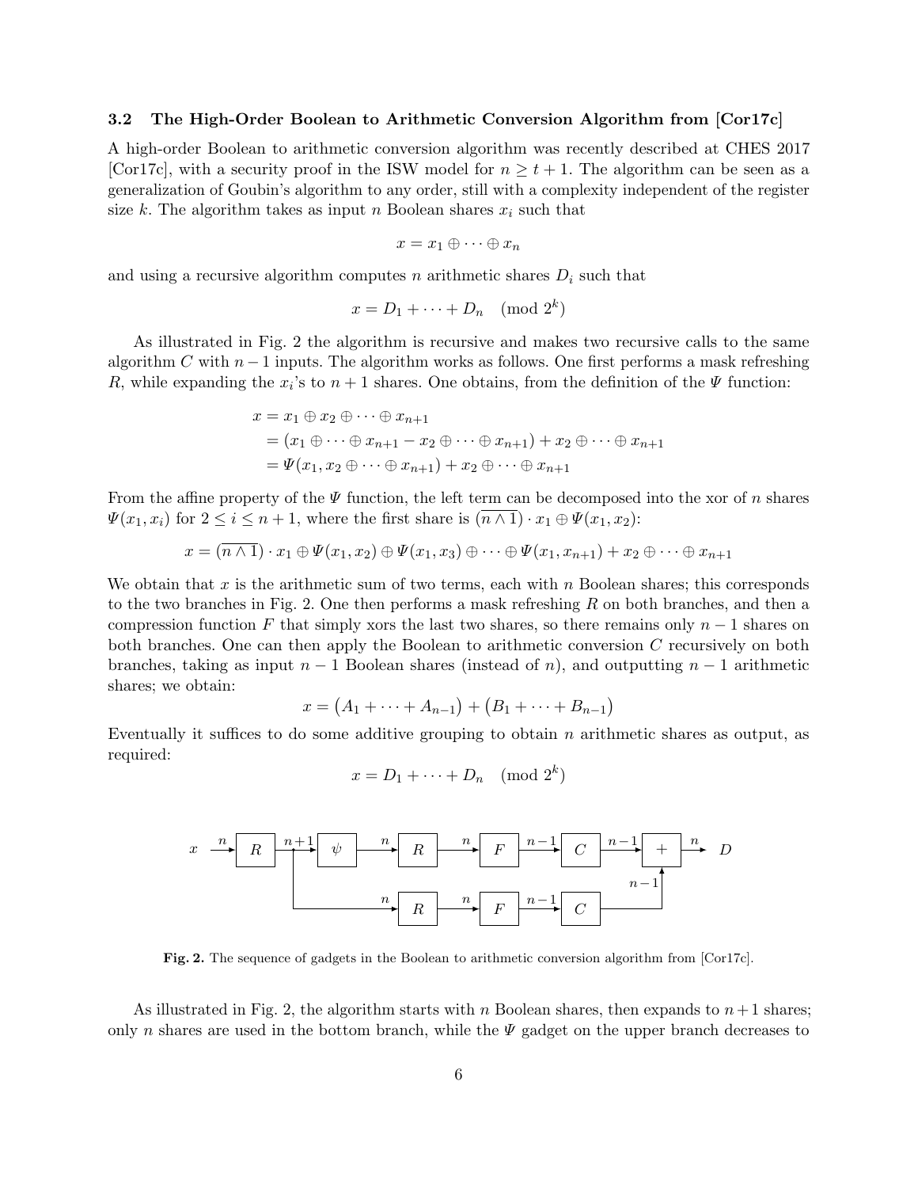### 3.2 The High-Order Boolean to Arithmetic Conversion Algorithm from [Cor17c]

A high-order Boolean to arithmetic conversion algorithm was recently described at CHES 2017 [Cor17c], with a security proof in the ISW model for $n \geq t + 1$. The algorithm can be seen as a generalization of Goubin's algorithm to any order, still with a complexity independent of the register size $k$. The algorithm takes as input $n$ Boolean shares $x_i$ such that

$$x = x_1 \oplus \cdots \oplus x_n$$

and using a recursive algorithm computes $n$ arithmetic shares $D_i$ such that

$$x = D_1 + \cdots + D_n \pmod{2^k}$$

As illustrated in Fig. 2 the algorithm is recursive and makes two recursive calls to the same algorithm $C$ with $n-1$ inputs. The algorithm works as follows. One first performs a mask refreshing $R$, while expanding the $x_i$'s to $n+1$ shares. One obtains, from the definition of the $\Psi$ function:

$$\begin{aligned}
x &= x_1 \oplus x_2 \oplus \cdots \oplus x_{n+1} \\
&= (x_1 \oplus \cdots \oplus x_{n+1} - x_2 \oplus \cdots \oplus x_{n+1}) + x_2 \oplus \cdots \oplus x_{n+1} \\
&= \Psi(x_1, x_2 \oplus \cdots \oplus x_{n+1}) + x_2 \oplus \cdots \oplus x_{n+1}
\end{aligned}$$

From the affine property of the $\Psi$ function, the left term can be decomposed into the xor of $n$ shares $\Psi(x_1, x_i)$ for $2 \leq i \leq n+1$, where the first share is $(\overline{n \wedge 1}) \cdot x_1 \oplus \Psi(x_1, x_2)$:

$$x = (\overline{n \wedge 1}) \cdot x_1 \oplus \Psi(x_1, x_2) \oplus \Psi(x_1, x_3) \oplus \cdots \oplus \Psi(x_1, x_{n+1}) + x_2 \oplus \cdots \oplus x_{n+1}$$

We obtain that $x$ is the arithmetic sum of two terms, each with $n$ Boolean shares; this corresponds to the two branches in Fig. 2. One then performs a mask refreshing $R$ on both branches, and then a compression function $F$ that simply xors the last two shares, so there remains only $n-1$ shares on both branches. One can then apply the Boolean to arithmetic conversion $C$ recursively on both branches, taking as input $n-1$ Boolean shares (instead of $n$), and outputting $n-1$ arithmetic shares; we obtain:

$$x = \left(A_1 + \cdots + A_{n-1}\right) + \left(B_1 + \cdots + B_{n-1}\right)$$

Eventually it suffices to do some additive grouping to obtain $n$ arithmetic shares as output, as required:

$$x = D_1 + \cdots + D_n \pmod{2^k}$$

**Fig. 2.** The sequence of gadgets in the Boolean to arithmetic conversion algorithm from [Cor17c].

As illustrated in Fig. 2, the algorithm starts with $n$ Boolean shares, then expands to $n+1$ shares; only $n$ shares are used in the bottom branch, while the $\Psi$ gadget on the upper branch decreases to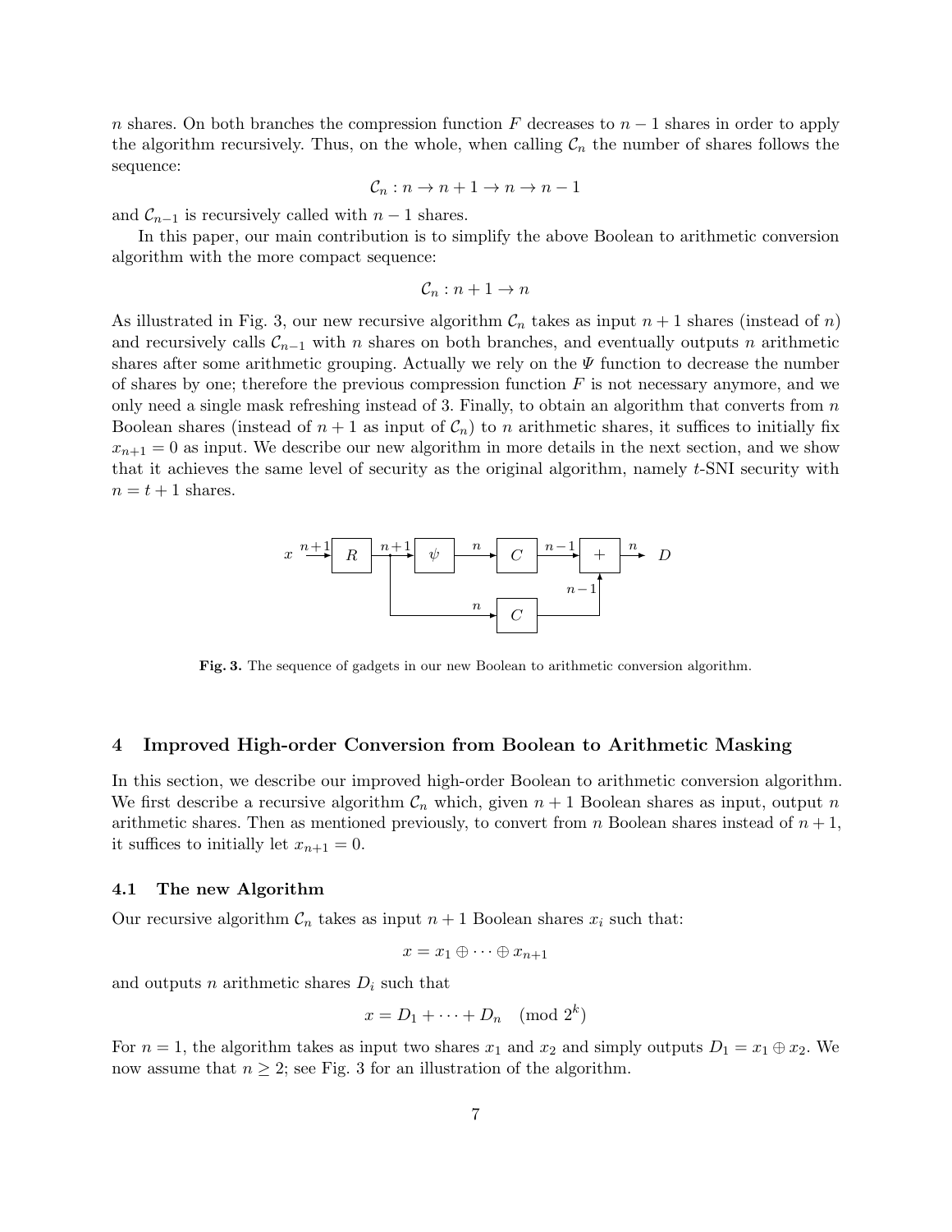$n$ shares. On both branches the compression function $F$ decreases to $n-1$ shares in order to apply the algorithm recursively. Thus, on the whole, when calling $\mathcal{C}_n$ the number of shares follows the sequence:

$$\mathcal{C}_n : n \to n+1 \to n \to n-1$$

and $\mathcal{C}_{n-1}$ is recursively called with $n-1$ shares.

In this paper, our main contribution is to simplify the above Boolean to arithmetic conversion algorithm with the more compact sequence:

$$\mathcal{C}_n : n+1 \to n$$

As illustrated in Fig. 3, our new recursive algorithm $\mathcal{C}_n$ takes as input $n+1$ shares (instead of $n$) and recursively calls $\mathcal{C}_{n-1}$ with $n$ shares on both branches, and eventually outputs $n$ arithmetic shares after some arithmetic grouping. Actually we rely on the $\Psi$ function to decrease the number of shares by one; therefore the previous compression function $F$ is not necessary anymore, and we only need a single mask refreshing instead of 3. Finally, to obtain an algorithm that converts from $n$ Boolean shares (instead of $n+1$ as input of $\mathcal{C}_n$) to $n$ arithmetic shares, it suffices to initially fix $x_{n+1} = 0$ as input. We describe our new algorithm in more details in the next section, and we show that it achieves the same level of security as the original algorithm, namely $t$-SNI security with $n = t+1$ shares.

**Fig. 3.** The sequence of gadgets in our new Boolean to arithmetic conversion algorithm.

## 4 Improved High-order Conversion from Boolean to Arithmetic Masking

In this section, we describe our improved high-order Boolean to arithmetic conversion algorithm. We first describe a recursive algorithm $\mathcal{C}_n$ which, given $n+1$ Boolean shares as input, output $n$ arithmetic shares. Then as mentioned previously, to convert from $n$ Boolean shares instead of $n+1$, it suffices to initially let $x_{n+1} = 0$.

### 4.1 The new Algorithm

Our recursive algorithm $\mathcal{C}_n$ takes as input $n+1$ Boolean shares $x_i$ such that:

$$x = x_1 \oplus \cdots \oplus x_{n+1}$$

and outputs $n$ arithmetic shares $D_i$ such that

$$x = D_1 + \cdots + D_n \pmod{2^k}$$

For $n = 1$, the algorithm takes as input two shares $x_1$ and $x_2$ and simply outputs $D_1 = x_1 \oplus x_2$. We now assume that $n \geq 2$; see Fig. 3 for an illustration of the algorithm.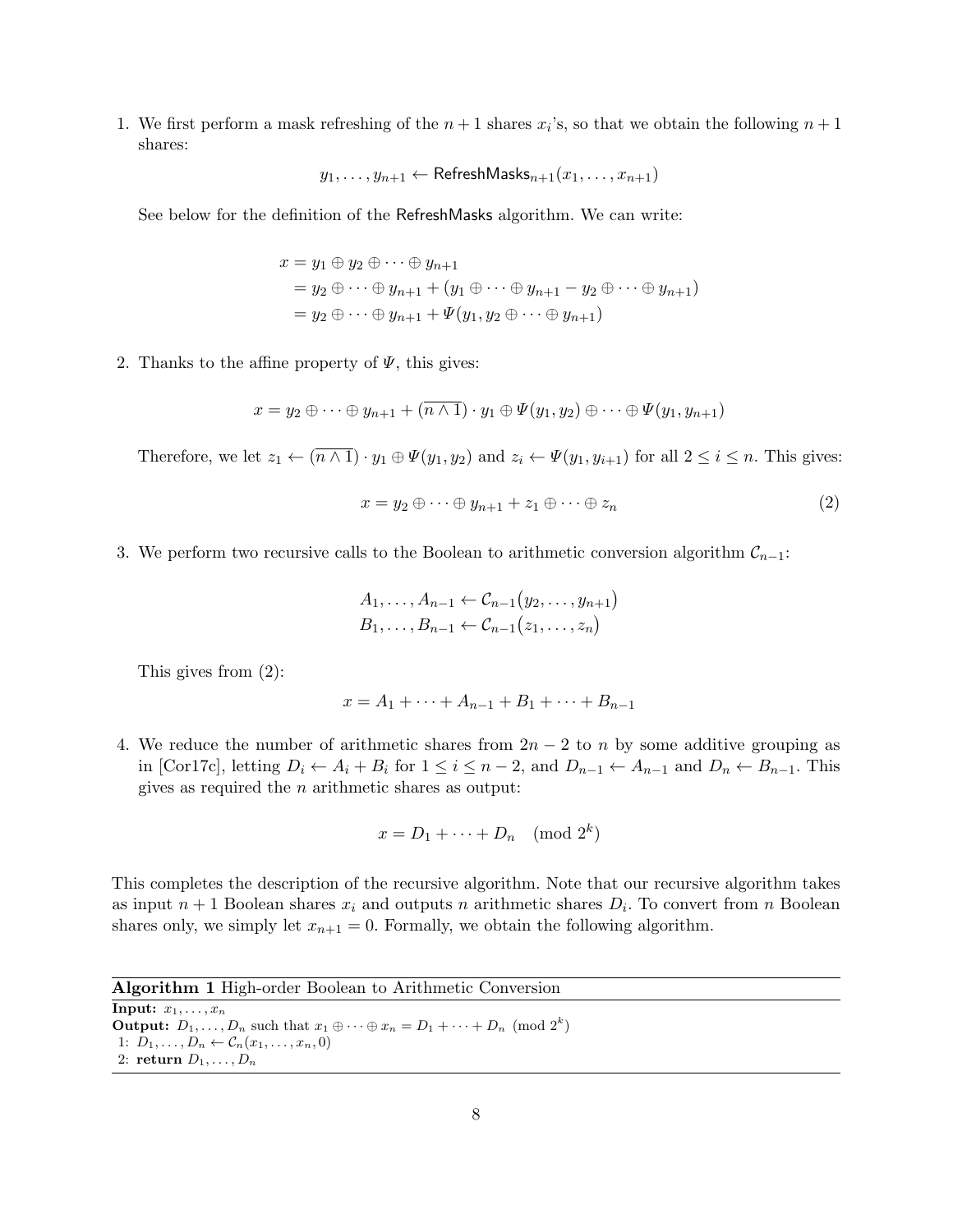1. We first perform a mask refreshing of the $n+1$ shares $x_i$'s, so that we obtain the following $n+1$ shares:

$$y_1, \ldots, y_{n+1} \leftarrow \mathsf{RefreshMasks}_{n+1}(x_1, \ldots, x_{n+1})$$

See below for the definition of the RefreshMasks algorithm. We can write:

$$\begin{aligned} x &= y_1 \oplus y_2 \oplus \cdots \oplus y_{n+1} \\ &= y_2 \oplus \cdots \oplus y_{n+1} + (y_1 \oplus \cdots \oplus y_{n+1} - y_2 \oplus \cdots \oplus y_{n+1}) \\ &= y_2 \oplus \cdots \oplus y_{n+1} + \Psi(y_1, y_2 \oplus \cdots \oplus y_{n+1}) \end{aligned}$$

2. Thanks to the affine property of $\Psi$, this gives:

$$x = y_2 \oplus \cdots \oplus y_{n+1} + (\overline{n \wedge 1}) \cdot y_1 \oplus \Psi(y_1, y_2) \oplus \cdots \oplus \Psi(y_1, y_{n+1})$$

Therefore, we let $z_1 \leftarrow (\overline{n \wedge 1}) \cdot y_1 \oplus \Psi(y_1, y_2)$ and $z_i \leftarrow \Psi(y_1, y_{i+1})$ for all $2 \leq i \leq n$. This gives:

$$x = y_2 \oplus \cdots \oplus y_{n+1} + z_1 \oplus \cdots \oplus z_n \tag{2}$$

3. We perform two recursive calls to the Boolean to arithmetic conversion algorithm $\mathcal{C}_{n-1}$:

$$\begin{aligned} A_1, \ldots, A_{n-1} &\leftarrow \mathcal{C}_{n-1}(y_2, \ldots, y_{n+1}) \\ B_1, \ldots, B_{n-1} &\leftarrow \mathcal{C}_{n-1}(z_1, \ldots, z_n) \end{aligned}$$

This gives from (2):

$$x = A_1 + \cdots + A_{n-1} + B_1 + \cdots + B_{n-1}$$

4. We reduce the number of arithmetic shares from $2n-2$ to $n$ by some additive grouping as in [Cor17c], letting $D_i \leftarrow A_i + B_i$ for $1 \leq i \leq n-2$, and $D_{n-1} \leftarrow A_{n-1}$ and $D_n \leftarrow B_{n-1}$. This gives as required the $n$ arithmetic shares as output:

$$x = D_1 + \cdots + D_n \pmod{2^k}$$

This completes the description of the recursive algorithm. Note that our recursive algorithm takes as input $n+1$ Boolean shares $x_i$ and outputs $n$ arithmetic shares $D_i$. To convert from $n$ Boolean shares only, we simply let $x_{n+1} = 0$. Formally, we obtain the following algorithm.

**Algorithm 1** High-order Boolean to Arithmetic Conversion

**Input:** $x_1, \ldots, x_n$

**Output:** $D_1, \ldots, D_n$ such that $x_1 \oplus \cdots \oplus x_n = D_1 + \cdots + D_n \pmod{2^k}$

```
1: D_1, ..., D_n ← C_n(x_1, ..., x_n, 0)
2: return D_1, ..., D_n
```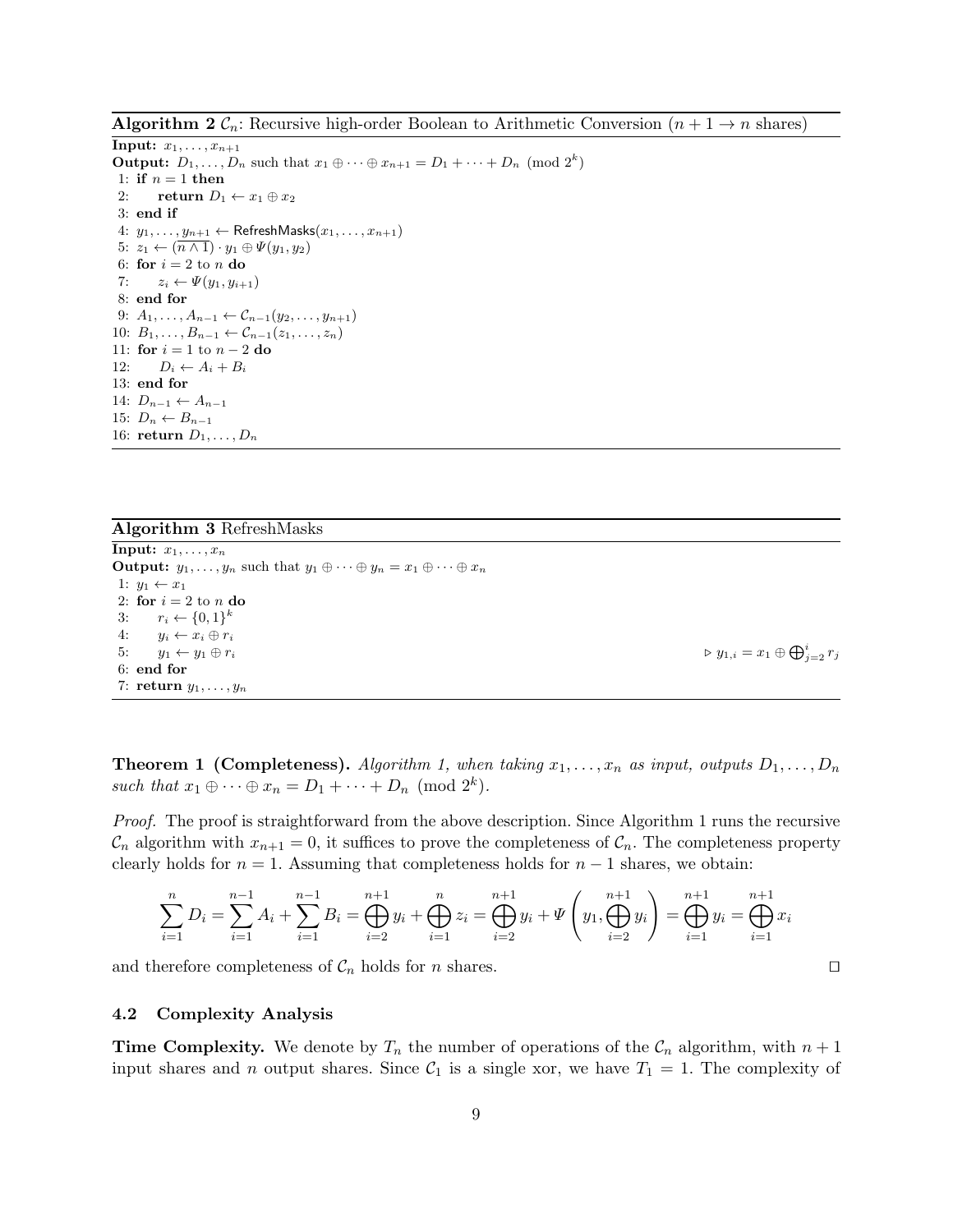**Algorithm 2** $\mathcal{C}_n$: Recursive high-order Boolean to Arithmetic Conversion ($n+1 \to n$ shares)

**Input:** $x_1, \ldots, x_{n+1}$
**Output:** $D_1, \ldots, D_n$ such that $x_1 \oplus \cdots \oplus x_{n+1} = D_1 + \cdots + D_n \pmod{2^k}$

```
 1: if n = 1 then
 2:     return D_1 ← x_1 ⊕ x_2
 3: end if
 4: y_1, ..., y_{n+1} ← RefreshMasks(x_1, ..., x_{n+1})
 5: z_1 ← (¬(n ∧ 1)) · y_1 ⊕ Ψ(y_1, y_2)
 6: for i = 2 to n do
 7:     z_i ← Ψ(y_1, y_{i+1})
 8: end for
 9: A_1, ..., A_{n-1} ← C_{n-1}(y_2, ..., y_{n+1})
10: B_1, ..., B_{n-1} ← C_{n-1}(z_1, ..., z_n)
11: for i = 1 to n - 2 do
12:     D_i ← A_i + B_i
13: end for
14: D_{n-1} ← A_{n-1}
15: D_n ← B_{n-1}
16: return D_1, ..., D_n
```

Line 5: $z_1 \leftarrow \overline{(n \wedge 1)} \cdot y_1 \oplus \Psi(y_1, y_2)$

**Algorithm 3** RefreshMasks

**Input:** $x_1, \ldots, x_n$
**Output:** $y_1, \ldots, y_n$ such that $y_1 \oplus \cdots \oplus y_n = x_1 \oplus \cdots \oplus x_n$

```
1: y_1 ← x_1
2: for i = 2 to n do
3:     r_i ← {0,1}^k
4:     y_i ← x_i ⊕ r_i
5:     y_1 ← y_1 ⊕ r_i                ▷ y_{1,i} = x_1 ⊕ ⨁_{j=2}^{i} r_j
6: end for
7: return y_1, ..., y_n
```

**Theorem 1 (Completeness).** *Algorithm 1, when taking $x_1, \ldots, x_n$ as input, outputs $D_1, \ldots, D_n$ such that $x_1 \oplus \cdots \oplus x_n = D_1 + \cdots + D_n \pmod{2^k}$.*

*Proof.* The proof is straightforward from the above description. Since Algorithm 1 runs the recursive $\mathcal{C}_n$ algorithm with $x_{n+1} = 0$, it suffices to prove the completeness of $\mathcal{C}_n$. The completeness property clearly holds for $n = 1$. Assuming that completeness holds for $n-1$ shares, we obtain:

$$\sum_{i=1}^{n} D_i = \sum_{i=1}^{n-1} A_i + \sum_{i=1}^{n-1} B_i = \bigoplus_{i=2}^{n+1} y_i + \bigoplus_{i=1}^{n} z_i = \bigoplus_{i=2}^{n+1} y_i + \Psi\left(y_1, \bigoplus_{i=2}^{n+1} y_i\right) = \bigoplus_{i=1}^{n+1} y_i = \bigoplus_{i=1}^{n+1} x_i$$

and therefore completeness of $\mathcal{C}_n$ holds for $n$ shares. □

### 4.2 Complexity Analysis

**Time Complexity.** We denote by $T_n$ the number of operations of the $\mathcal{C}_n$ algorithm, with $n+1$ input shares and $n$ output shares. Since $\mathcal{C}_1$ is a single xor, we have $T_1 = 1$. The complexity of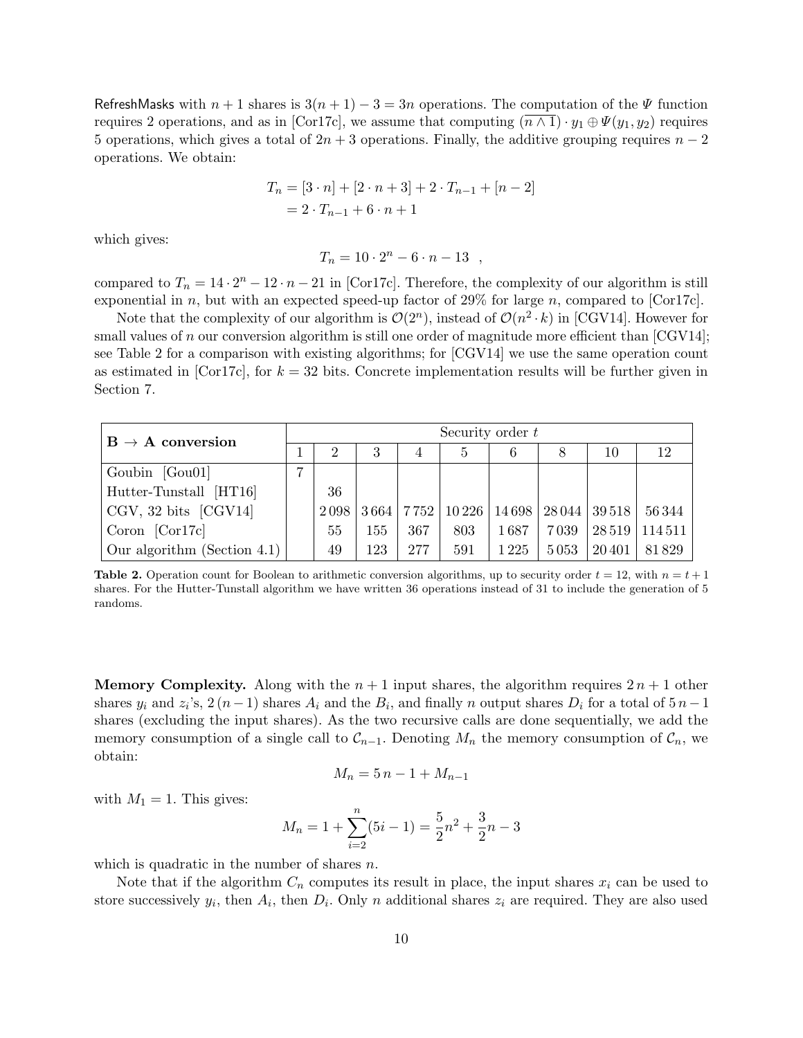RefreshMasks with $n+1$ shares is $3(n+1)-3=3n$ operations. The computation of the $\Psi$ function requires 2 operations, and as in [Cor17c], we assume that computing $(\overline{n \wedge 1}) \cdot y_1 \oplus \Psi(y_1, y_2)$ requires 5 operations, which gives a total of $2n+3$ operations. Finally, the additive grouping requires $n-2$ operations. We obtain:

$$
\begin{aligned}
T_n &= [3 \cdot n] + [2 \cdot n + 3] + 2 \cdot T_{n-1} + [n-2] \\
&= 2 \cdot T_{n-1} + 6 \cdot n + 1
\end{aligned}
$$

which gives:

$$T_n = 10 \cdot 2^n - 6 \cdot n - 13 \quad ,$$

compared to $T_n = 14 \cdot 2^n - 12 \cdot n - 21$ in [Cor17c]. Therefore, the complexity of our algorithm is still exponential in $n$, but with an expected speed-up factor of 29% for large $n$, compared to [Cor17c].

Note that the complexity of our algorithm is $\mathcal{O}(2^n)$, instead of $\mathcal{O}(n^2 \cdot k)$ in [CGV14]. However for small values of $n$ our conversion algorithm is still one order of magnitude more efficient than [CGV14]; see Table 2 for a comparison with existing algorithms; for [CGV14] we use the same operation count as estimated in [Cor17c], for $k = 32$ bits. Concrete implementation results will be further given in Section 7.

| **B → A conversion** | Security order $t$ | | | | | | | | |
|---|---|---|---|---|---|---|---|---|---|
| | 1 | 2 | 3 | 4 | 5 | 6 | 8 | 10 | 12 |
| Goubin [Gou01] | 7 | | | | | | | | |
| Hutter-Tunstall [HT16] | | 36 | | | | | | | |
| CGV, 32 bits [CGV14] | | 2 098 | 3 664 | 7 752 | 10 226 | 14 698 | 28 044 | 39 518 | 56 344 |
| Coron [Cor17c] | | 55 | 155 | 367 | 803 | 1 687 | 7 039 | 28 519 | 114 511 |
| Our algorithm (Section 4.1) | | 49 | 123 | 277 | 591 | 1 225 | 5 053 | 20 401 | 81 829 |

**Table 2.** Operation count for Boolean to arithmetic conversion algorithms, up to security order $t = 12$, with $n = t + 1$ shares. For the Hutter-Tunstall algorithm we have written 36 operations instead of 31 to include the generation of 5 randoms.

**Memory Complexity.** Along with the $n+1$ input shares, the algorithm requires $2\,n+1$ other shares $y_i$ and $z_i$'s, $2\,(n-1)$ shares $A_i$ and the $B_i$, and finally $n$ output shares $D_i$ for a total of $5\,n-1$ shares (excluding the input shares). As the two recursive calls are done sequentially, we add the memory consumption of a single call to $\mathcal{C}_{n-1}$. Denoting $M_n$ the memory consumption of $\mathcal{C}_n$, we obtain:

$$M_n = 5\,n - 1 + M_{n-1}$$

with $M_1 = 1$. This gives:

$$M_n = 1 + \sum_{i=2}^{n}(5i - 1) = \frac{5}{2}n^2 + \frac{3}{2}n - 3$$

which is quadratic in the number of shares $n$.

Note that if the algorithm $C_n$ computes its result in place, the input shares $x_i$ can be used to store successively $y_i$, then $A_i$, then $D_i$. Only $n$ additional shares $z_i$ are required. They are also used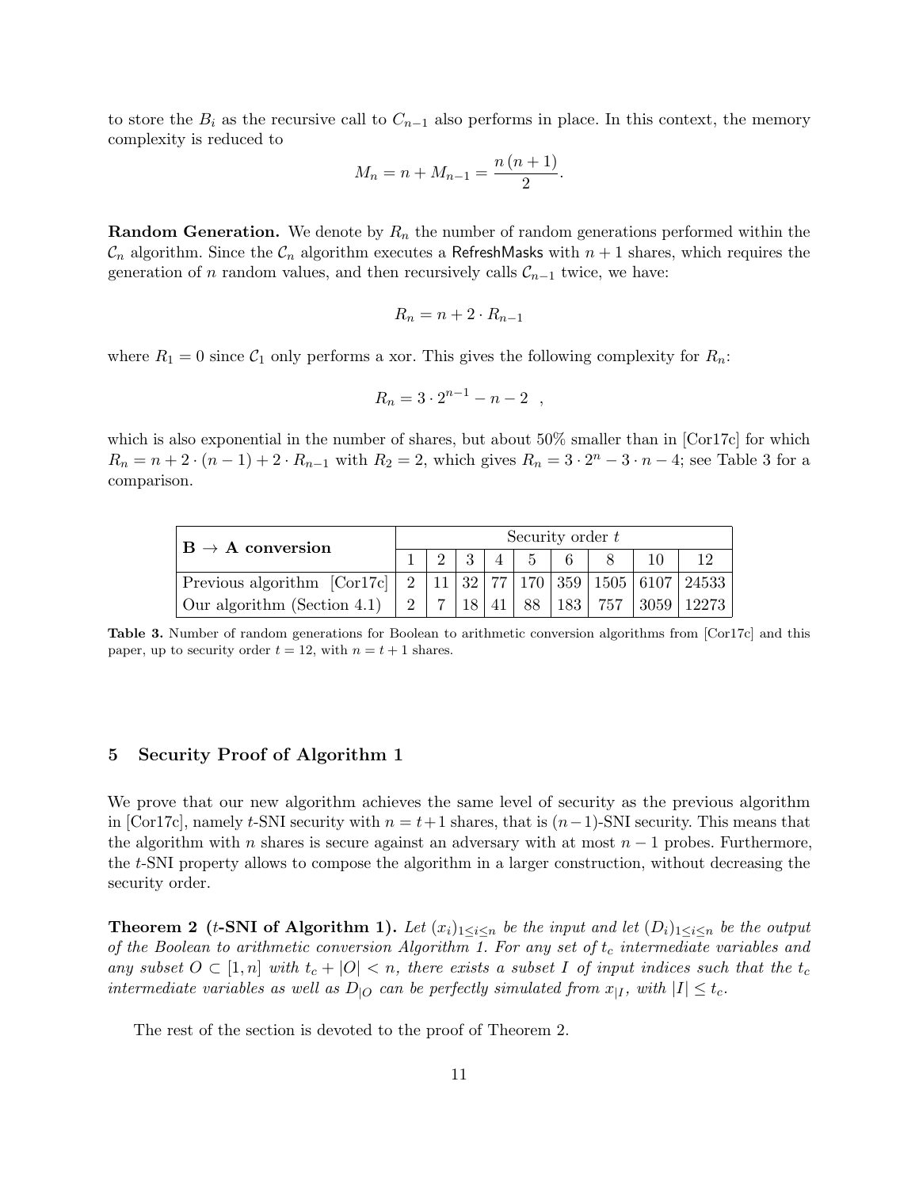to store the $B_i$ as the recursive call to $C_{n-1}$ also performs in place. In this context, the memory complexity is reduced to

$$M_n = n + M_{n-1} = \frac{n\,(n+1)}{2}.$$

**Random Generation.** We denote by $R_n$ the number of random generations performed within the $\mathcal{C}_n$ algorithm. Since the $\mathcal{C}_n$ algorithm executes a RefreshMasks with $n+1$ shares, which requires the generation of $n$ random values, and then recursively calls $\mathcal{C}_{n-1}$ twice, we have:

$$R_n = n + 2 \cdot R_{n-1}$$

where $R_1 = 0$ since $\mathcal{C}_1$ only performs a xor. This gives the following complexity for $R_n$:

$$R_n = 3 \cdot 2^{n-1} - n - 2 \quad ,$$

which is also exponential in the number of shares, but about 50% smaller than in [Cor17c] for which $R_n = n + 2 \cdot (n-1) + 2 \cdot R_{n-1}$ with $R_2 = 2$, which gives $R_n = 3 \cdot 2^n - 3 \cdot n - 4$; see Table 3 for a comparison.

| **B → A conversion** | Security order $t$ | | | | | | | | |
|---|---|---|---|---|---|---|---|---|---|
| | 1 | 2 | 3 | 4 | 5 | 6 | 8 | 10 | 12 |
| Previous algorithm [Cor17c] | 2 | 11 | 32 | 77 | 170 | 359 | 1505 | 6107 | 24533 |
| Our algorithm (Section 4.1) | 2 | 7 | 18 | 41 | 88 | 183 | 757 | 3059 | 12273 |

**Table 3.** Number of random generations for Boolean to arithmetic conversion algorithms from [Cor17c] and this paper, up to security order $t = 12$, with $n = t + 1$ shares.

## 5 Security Proof of Algorithm 1

We prove that our new algorithm achieves the same level of security as the previous algorithm in [Cor17c], namely $t$-SNI security with $n = t+1$ shares, that is $(n-1)$-SNI security. This means that the algorithm with $n$ shares is secure against an adversary with at most $n-1$ probes. Furthermore, the $t$-SNI property allows to compose the algorithm in a larger construction, without decreasing the security order.

**Theorem 2 ($t$-SNI of Algorithm 1).** *Let $(x_i)_{1 \le i \le n}$ be the input and let $(D_i)_{1 \le i \le n}$ be the output of the Boolean to arithmetic conversion Algorithm 1. For any set of $t_c$ intermediate variables and any subset $O \subset [1, n]$ with $t_c + |O| < n$, there exists a subset $I$ of input indices such that the $t_c$ intermediate variables as well as $D_{|O}$ can be perfectly simulated from $x_{|I}$, with $|I| \le t_c$.*

The rest of the section is devoted to the proof of Theorem 2.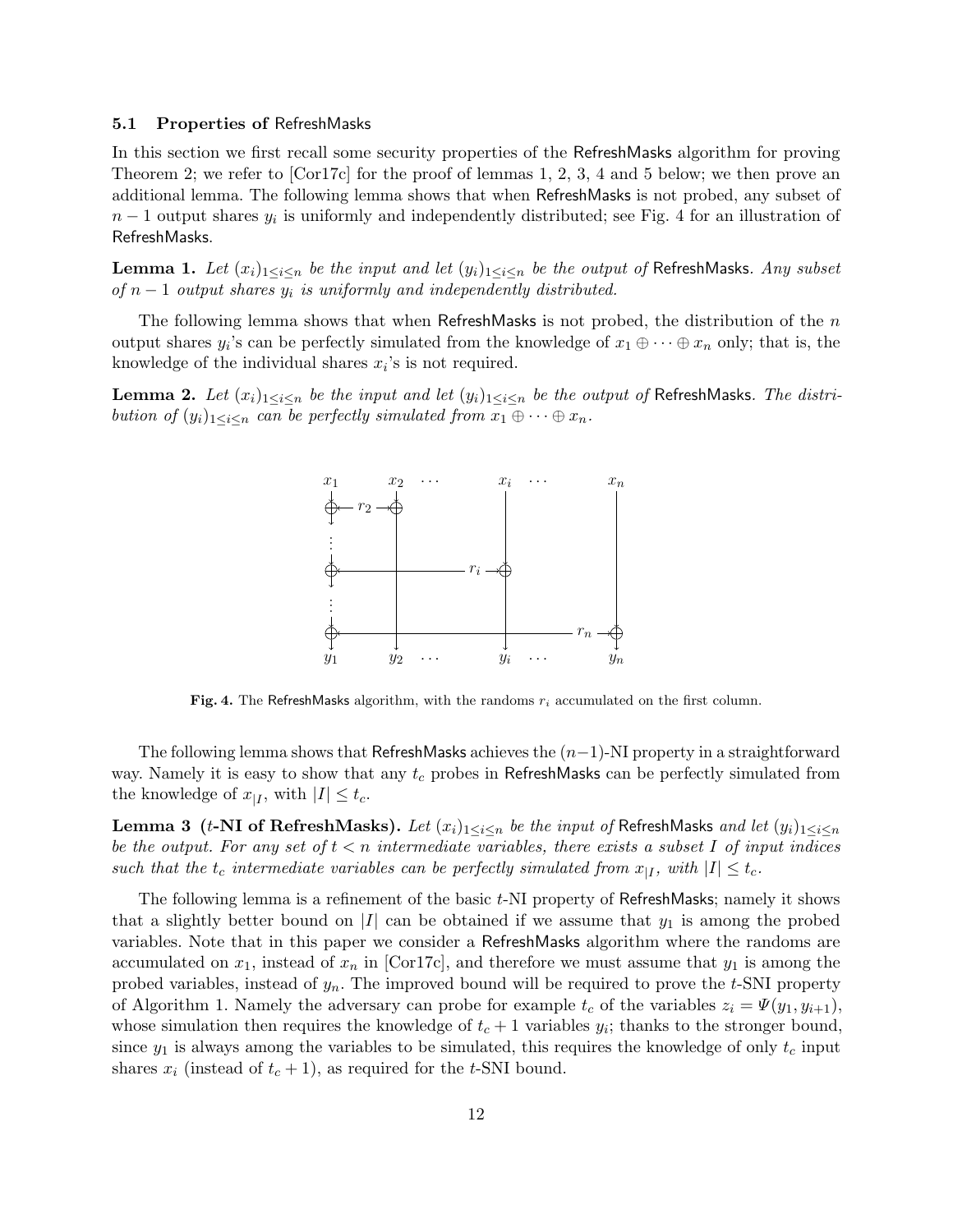### 5.1 Properties of RefreshMasks

In this section we first recall some security properties of the RefreshMasks algorithm for proving Theorem 2; we refer to [Cor17c] for the proof of lemmas 1, 2, 3, 4 and 5 below; we then prove an additional lemma. The following lemma shows that when RefreshMasks is not probed, any subset of $n-1$ output shares $y_i$ is uniformly and independently distributed; see Fig. 4 for an illustration of RefreshMasks.

**Lemma 1.** *Let $(x_i)_{1 \leq i \leq n}$ be the input and let $(y_i)_{1 \leq i \leq n}$ be the output of* RefreshMasks*. Any subset of $n-1$ output shares $y_i$ is uniformly and independently distributed.*

The following lemma shows that when RefreshMasks is not probed, the distribution of the $n$ output shares $y_i$'s can be perfectly simulated from the knowledge of $x_1 \oplus \cdots \oplus x_n$ only; that is, the knowledge of the individual shares $x_i$'s is not required.

**Lemma 2.** *Let $(x_i)_{1 \leq i \leq n}$ be the input and let $(y_i)_{1 \leq i \leq n}$ be the output of* RefreshMasks*. The distribution of $(y_i)_{1 \leq i \leq n}$ can be perfectly simulated from $x_1 \oplus \cdots \oplus x_n$.*

**Fig. 4.** The RefreshMasks algorithm, with the randoms $r_i$ accumulated on the first column.

The following lemma shows that RefreshMasks achieves the $(n-1)$-NI property in a straightforward way. Namely it is easy to show that any $t_c$ probes in RefreshMasks can be perfectly simulated from the knowledge of $x_{|I}$, with $|I| \leq t_c$.

**Lemma 3 ($t$-NI of RefreshMasks).** *Let $(x_i)_{1 \leq i \leq n}$ be the input of* RefreshMasks *and let $(y_i)_{1 \leq i \leq n}$ be the output. For any set of $t < n$ intermediate variables, there exists a subset $I$ of input indices such that the $t_c$ intermediate variables can be perfectly simulated from $x_{|I}$, with $|I| \leq t_c$.*

The following lemma is a refinement of the basic $t$-NI property of RefreshMasks; namely it shows that a slightly better bound on $|I|$ can be obtained if we assume that $y_1$ is among the probed variables. Note that in this paper we consider a RefreshMasks algorithm where the randoms are accumulated on $x_1$, instead of $x_n$ in [Cor17c], and therefore we must assume that $y_1$ is among the probed variables, instead of $y_n$. The improved bound will be required to prove the $t$-SNI property of Algorithm 1. Namely the adversary can probe for example $t_c$ of the variables $z_i = \Psi(y_1, y_{i+1})$, whose simulation then requires the knowledge of $t_c + 1$ variables $y_i$; thanks to the stronger bound, since $y_1$ is always among the variables to be simulated, this requires the knowledge of only $t_c$ input shares $x_i$ (instead of $t_c + 1$), as required for the $t$-SNI bound.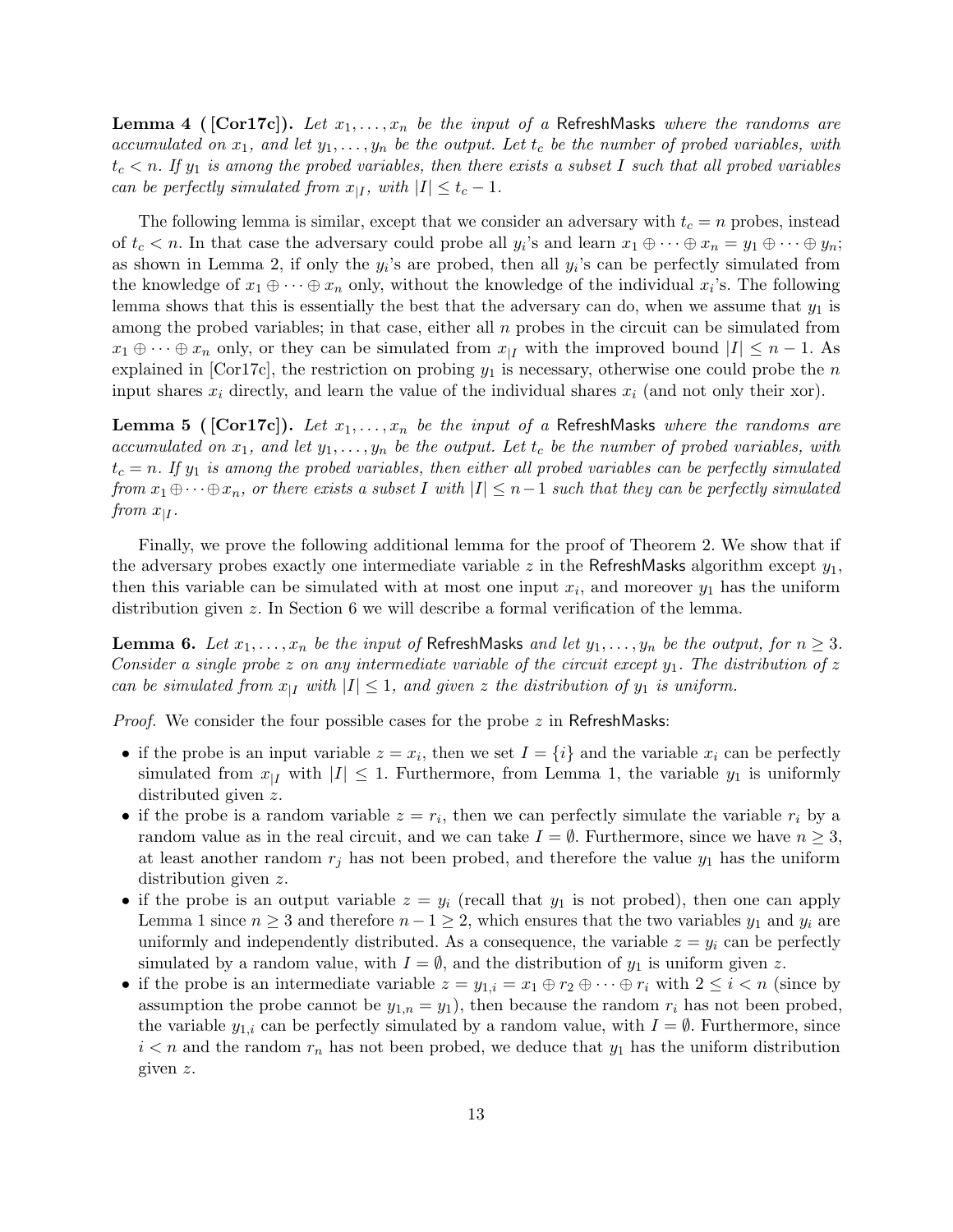**Lemma 4 ( [Cor17c]).** *Let $x_1, \ldots, x_n$ be the input of a* RefreshMasks *where the randoms are accumulated on $x_1$, and let $y_1, \ldots, y_n$ be the output. Let $t_c$ be the number of probed variables, with $t_c < n$. If $y_1$ is among the probed variables, then there exists a subset $I$ such that all probed variables can be perfectly simulated from $x_{|I}$, with $|I| \le t_c - 1$.*

The following lemma is similar, except that we consider an adversary with $t_c = n$ probes, instead of $t_c < n$. In that case the adversary could probe all $y_i$'s and learn $x_1 \oplus \cdots \oplus x_n = y_1 \oplus \cdots \oplus y_n$; as shown in Lemma 2, if only the $y_i$'s are probed, then all $y_i$'s can be perfectly simulated from the knowledge of $x_1 \oplus \cdots \oplus x_n$ only, without the knowledge of the individual $x_i$'s. The following lemma shows that this is essentially the best that the adversary can do, when we assume that $y_1$ is among the probed variables; in that case, either all $n$ probes in the circuit can be simulated from $x_1 \oplus \cdots \oplus x_n$ only, or they can be simulated from $x_{|I}$ with the improved bound $|I| \le n - 1$. As explained in [Cor17c], the restriction on probing $y_1$ is necessary, otherwise one could probe the $n$ input shares $x_i$ directly, and learn the value of the individual shares $x_i$ (and not only their xor).

**Lemma 5 ( [Cor17c]).** *Let $x_1, \ldots, x_n$ be the input of a* RefreshMasks *where the randoms are accumulated on $x_1$, and let $y_1, \ldots, y_n$ be the output. Let $t_c$ be the number of probed variables, with $t_c = n$. If $y_1$ is among the probed variables, then either all probed variables can be perfectly simulated from $x_1 \oplus \cdots \oplus x_n$, or there exists a subset $I$ with $|I| \le n - 1$ such that they can be perfectly simulated from $x_{|I}$.*

Finally, we prove the following additional lemma for the proof of Theorem 2. We show that if the adversary probes exactly one intermediate variable $z$ in the RefreshMasks algorithm except $y_1$, then this variable can be simulated with at most one input $x_i$, and moreover $y_1$ has the uniform distribution given $z$. In Section 6 we will describe a formal verification of the lemma.

**Lemma 6.** *Let $x_1, \ldots, x_n$ be the input of* RefreshMasks *and let $y_1, \ldots, y_n$ be the output, for $n \ge 3$. Consider a single probe $z$ on any intermediate variable of the circuit except $y_1$. The distribution of $z$ can be simulated from $x_{|I}$ with $|I| \le 1$, and given $z$ the distribution of $y_1$ is uniform.*

*Proof.* We consider the four possible cases for the probe $z$ in RefreshMasks:

- if the probe is an input variable $z = x_i$, then we set $I = \{i\}$ and the variable $x_i$ can be perfectly simulated from $x_{|I}$ with $|I| \le 1$. Furthermore, from Lemma 1, the variable $y_1$ is uniformly distributed given $z$.
- if the probe is a random variable $z = r_i$, then we can perfectly simulate the variable $r_i$ by a random value as in the real circuit, and we can take $I = \emptyset$. Furthermore, since we have $n \ge 3$, at least another random $r_j$ has not been probed, and therefore the value $y_1$ has the uniform distribution given $z$.
- if the probe is an output variable $z = y_i$ (recall that $y_1$ is not probed), then one can apply Lemma 1 since $n \ge 3$ and therefore $n - 1 \ge 2$, which ensures that the two variables $y_1$ and $y_i$ are uniformly and independently distributed. As a consequence, the variable $z = y_i$ can be perfectly simulated by a random value, with $I = \emptyset$, and the distribution of $y_1$ is uniform given $z$.
- if the probe is an intermediate variable $z = y_{1,i} = x_1 \oplus r_2 \oplus \cdots \oplus r_i$ with $2 \le i < n$ (since by assumption the probe cannot be $y_{1,n} = y_1$), then because the random $r_i$ has not been probed, the variable $y_{1,i}$ can be perfectly simulated by a random value, with $I = \emptyset$. Furthermore, since $i < n$ and the random $r_n$ has not been probed, we deduce that $y_1$ has the uniform distribution given $z$.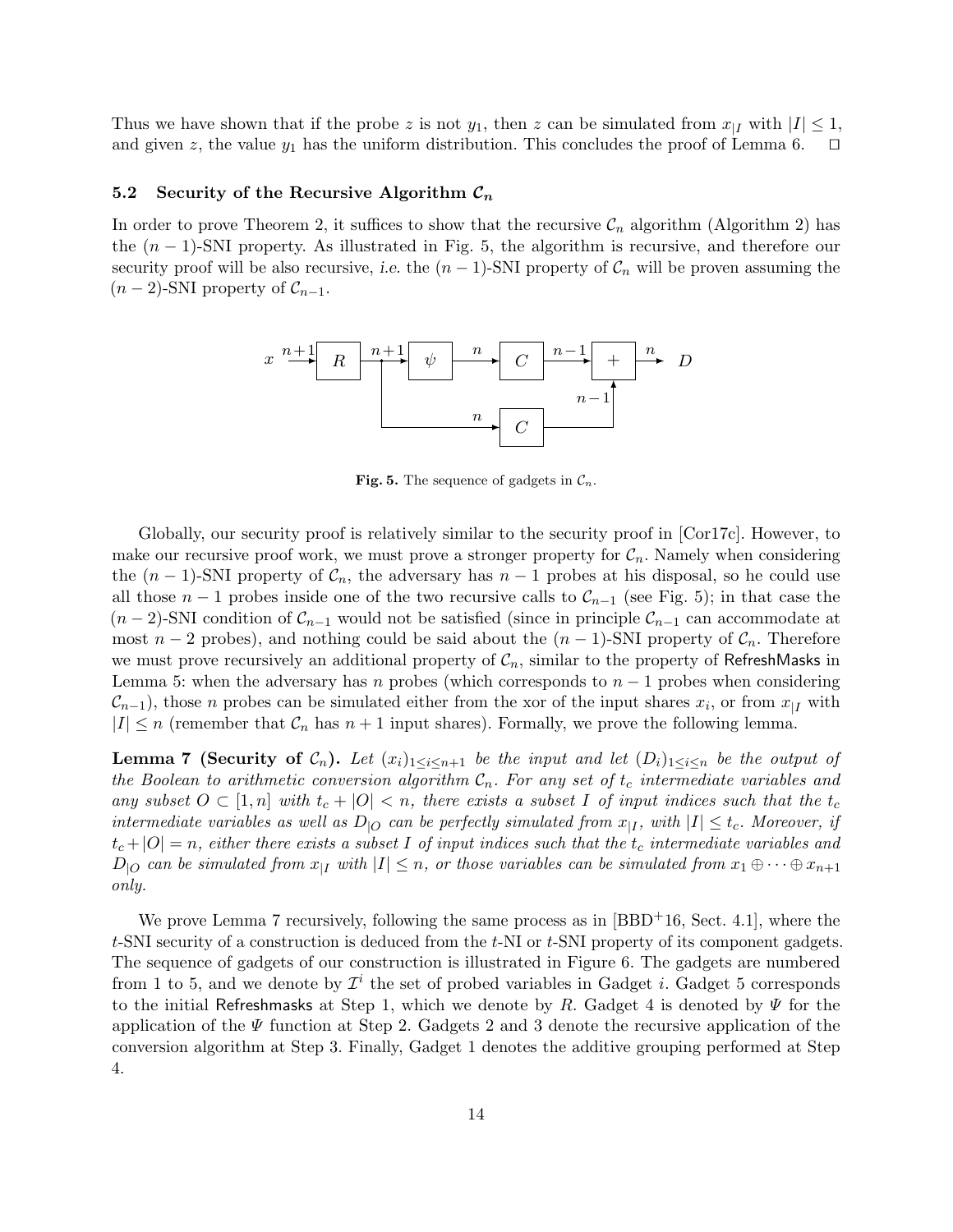Thus we have shown that if the probe $z$ is not $y_1$, then $z$ can be simulated from $x_{|I}$ with $|I| \le 1$, and given $z$, the value $y_1$ has the uniform distribution. This concludes the proof of Lemma 6. $\square$

### 5.2 Security of the Recursive Algorithm $\mathcal{C}_n$

In order to prove Theorem 2, it suffices to show that the recursive $\mathcal{C}_n$ algorithm (Algorithm 2) has the $(n-1)$-SNI property. As illustrated in Fig. 5, the algorithm is recursive, and therefore our security proof will be also recursive, *i.e.* the $(n-1)$-SNI property of $\mathcal{C}_n$ will be proven assuming the $(n-2)$-SNI property of $\mathcal{C}_{n-1}$.

**Fig. 5.** The sequence of gadgets in $\mathcal{C}_n$.

Globally, our security proof is relatively similar to the security proof in [Cor17c]. However, to make our recursive proof work, we must prove a stronger property for $\mathcal{C}_n$. Namely when considering the $(n-1)$-SNI property of $\mathcal{C}_n$, the adversary has $n-1$ probes at his disposal, so he could use all those $n-1$ probes inside one of the two recursive calls to $\mathcal{C}_{n-1}$ (see Fig. 5); in that case the $(n-2)$-SNI condition of $\mathcal{C}_{n-1}$ would not be satisfied (since in principle $\mathcal{C}_{n-1}$ can accommodate at most $n-2$ probes), and nothing could be said about the $(n-1)$-SNI property of $\mathcal{C}_n$. Therefore we must prove recursively an additional property of $\mathcal{C}_n$, similar to the property of RefreshMasks in Lemma 5: when the adversary has $n$ probes (which corresponds to $n-1$ probes when considering $\mathcal{C}_{n-1}$), those $n$ probes can be simulated either from the xor of the input shares $x_i$, or from $x_{|I}$ with $|I| \le n$ (remember that $\mathcal{C}_n$ has $n+1$ input shares). Formally, we prove the following lemma.

**Lemma 7 (Security of $\mathcal{C}_n$).** *Let $(x_i)_{1 \le i \le n+1}$ be the input and let $(D_i)_{1 \le i \le n}$ be the output of the Boolean to arithmetic conversion algorithm $\mathcal{C}_n$. For any set of $t_c$ intermediate variables and any subset $O \subset [1, n]$ with $t_c + |O| < n$, there exists a subset $I$ of input indices such that the $t_c$ intermediate variables as well as $D_{|O}$ can be perfectly simulated from $x_{|I}$, with $|I| \le t_c$. Moreover, if $t_c + |O| = n$, either there exists a subset $I$ of input indices such that the $t_c$ intermediate variables and $D_{|O}$ can be simulated from $x_{|I}$ with $|I| \le n$, or those variables can be simulated from $x_1 \oplus \cdots \oplus x_{n+1}$ only.*

We prove Lemma 7 recursively, following the same process as in [BBD+16, Sect. 4.1], where the $t$-SNI security of a construction is deduced from the $t$-NI or $t$-SNI property of its component gadgets. The sequence of gadgets of our construction is illustrated in Figure 6. The gadgets are numbered from 1 to 5, and we denote by $\mathcal{I}^i$ the set of probed variables in Gadget $i$. Gadget 5 corresponds to the initial Refreshmasks at Step 1, which we denote by $R$. Gadget 4 is denoted by $\Psi$ for the application of the $\Psi$ function at Step 2. Gadgets 2 and 3 denote the recursive application of the conversion algorithm at Step 3. Finally, Gadget 1 denotes the additive grouping performed at Step 4.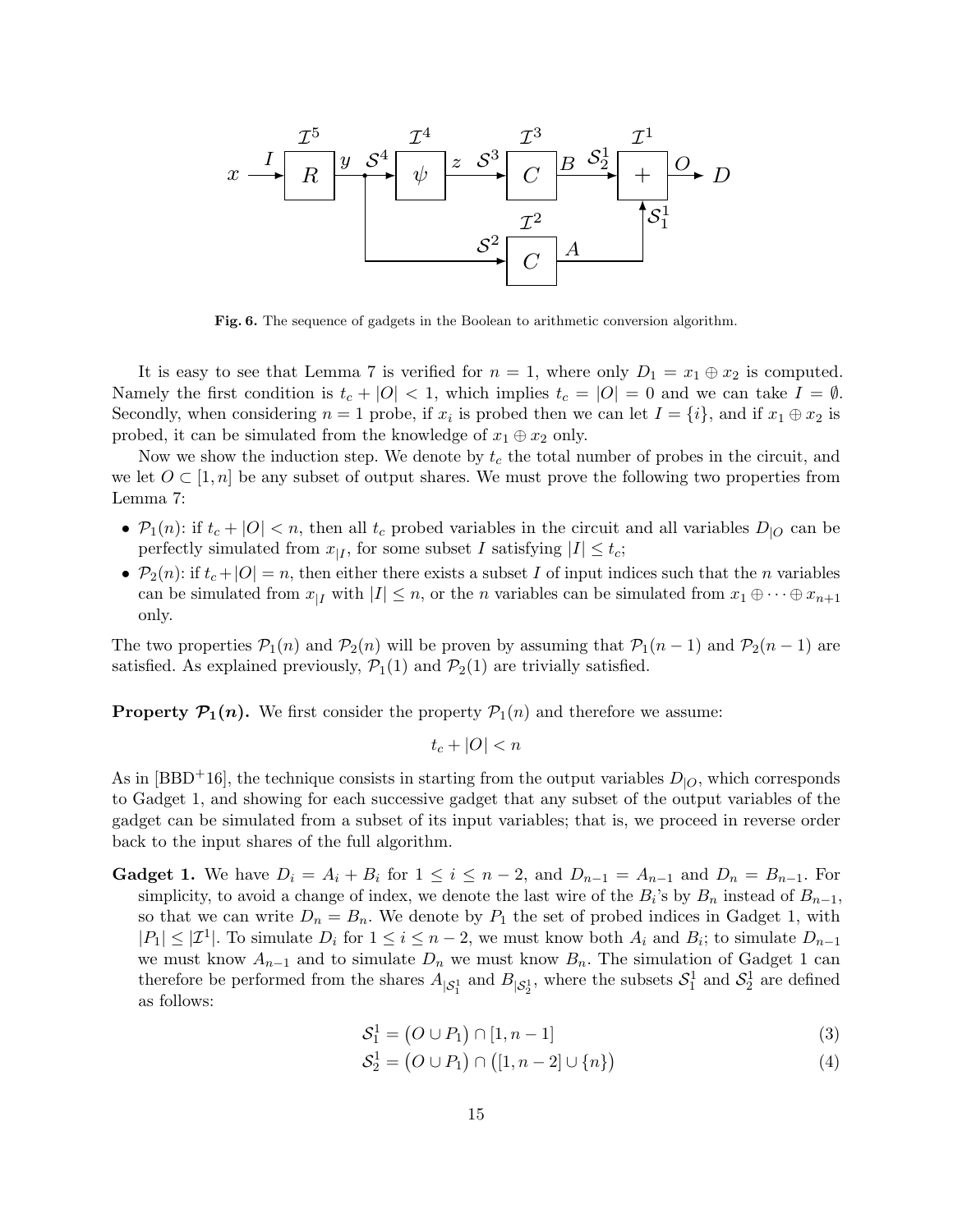**Fig. 6.** The sequence of gadgets in the Boolean to arithmetic conversion algorithm.

It is easy to see that Lemma 7 is verified for $n = 1$, where only $D_1 = x_1 \oplus x_2$ is computed. Namely the first condition is $t_c + |O| < 1$, which implies $t_c = |O| = 0$ and we can take $I = \emptyset$. Secondly, when considering $n = 1$ probe, if $x_i$ is probed then we can let $I = \{i\}$, and if $x_1 \oplus x_2$ is probed, it can be simulated from the knowledge of $x_1 \oplus x_2$ only.

Now we show the induction step. We denote by $t_c$ the total number of probes in the circuit, and we let $O \subset [1, n]$ be any subset of output shares. We must prove the following two properties from Lemma 7:

- $\mathcal{P}_1(n)$: if $t_c + |O| < n$, then all $t_c$ probed variables in the circuit and all variables $D_{|O}$ can be perfectly simulated from $x_{|I}$, for some subset $I$ satisfying $|I| \leq t_c$;
- $\mathcal{P}_2(n)$: if $t_c + |O| = n$, then either there exists a subset $I$ of input indices such that the $n$ variables can be simulated from $x_{|I}$ with $|I| \leq n$, or the $n$ variables can be simulated from $x_1 \oplus \cdots \oplus x_{n+1}$ only.

The two properties $\mathcal{P}_1(n)$ and $\mathcal{P}_2(n)$ will be proven by assuming that $\mathcal{P}_1(n-1)$ and $\mathcal{P}_2(n-1)$ are satisfied. As explained previously, $\mathcal{P}_1(1)$ and $\mathcal{P}_2(1)$ are trivially satisfied.

**Property $\mathcal{P}_1(n)$.** We first consider the property $\mathcal{P}_1(n)$ and therefore we assume:

$$t_c + |O| < n$$

As in [BBD+16], the technique consists in starting from the output variables $D_{|O}$, which corresponds to Gadget 1, and showing for each successive gadget that any subset of the output variables of the gadget can be simulated from a subset of its input variables; that is, we proceed in reverse order back to the input shares of the full algorithm.

**Gadget 1.** We have $D_i = A_i + B_i$ for $1 \leq i \leq n-2$, and $D_{n-1} = A_{n-1}$ and $D_n = B_{n-1}$. For simplicity, to avoid a change of index, we denote the last wire of the $B_i$'s by $B_n$ instead of $B_{n-1}$, so that we can write $D_n = B_n$. We denote by $P_1$ the set of probed indices in Gadget 1, with $|P_1| \leq |\mathcal{I}^1|$. To simulate $D_i$ for $1 \leq i \leq n-2$, we must know both $A_i$ and $B_i$; to simulate $D_{n-1}$ we must know $A_{n-1}$ and to simulate $D_n$ we must know $B_n$. The simulation of Gadget 1 can therefore be performed from the shares $A_{|\mathcal{S}_1^1}$ and $B_{|\mathcal{S}_2^1}$, where the subsets $\mathcal{S}_1^1$ and $\mathcal{S}_2^1$ are defined as follows:

$$\mathcal{S}_1^1 = \big(O \cup P_1\big) \cap [1, n-1] \tag{3}$$

$$\mathcal{S}_2^1 = \big(O \cup P_1\big) \cap \big([1, n-2] \cup \{n\}\big) \tag{4}$$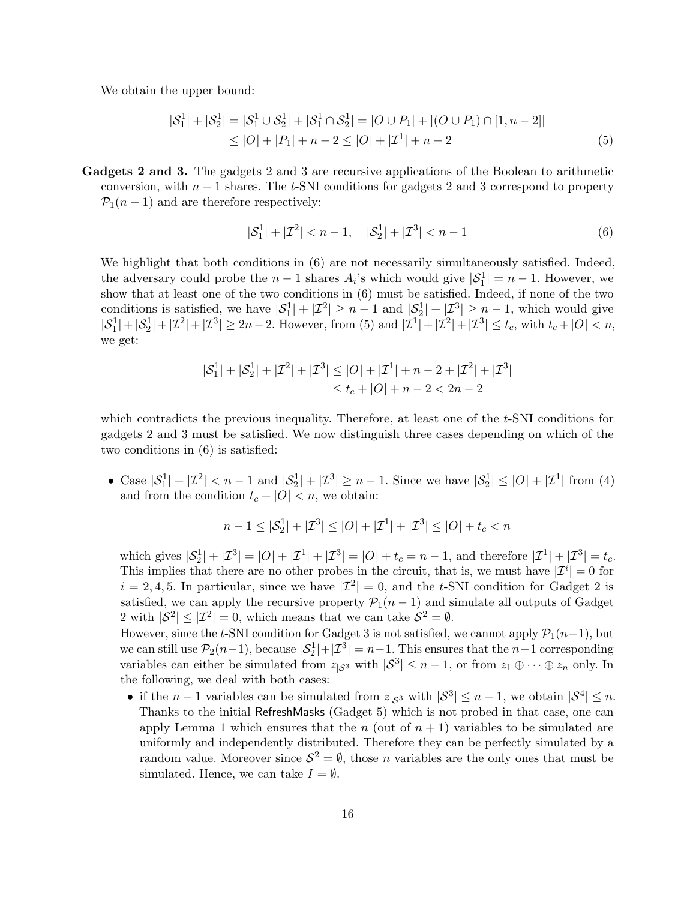We obtain the upper bound:

$$\begin{aligned}|\mathcal{S}_1^1| + |\mathcal{S}_2^1| = |\mathcal{S}_1^1 \cup \mathcal{S}_2^1| + |\mathcal{S}_1^1 \cap \mathcal{S}_2^1| &= |O \cup P_1| + |(O \cup P_1) \cap [1, n-2]| \\ &\leq |O| + |P_1| + n - 2 \leq |O| + |\mathcal{I}^1| + n - 2 \end{aligned} \tag{5}$$

**Gadgets 2 and 3.** The gadgets 2 and 3 are recursive applications of the Boolean to arithmetic conversion, with $n-1$ shares. The $t$-SNI conditions for gadgets 2 and 3 correspond to property $\mathcal{P}_1(n-1)$ and are therefore respectively:

$$|\mathcal{S}_1^1| + |\mathcal{I}^2| < n-1, \quad |\mathcal{S}_2^1| + |\mathcal{I}^3| < n-1 \tag{6}$$

We highlight that both conditions in (6) are not necessarily simultaneously satisfied. Indeed, the adversary could probe the $n-1$ shares $A_i$'s which would give $|\mathcal{S}_1^1| = n-1$. However, we show that at least one of the two conditions in (6) must be satisfied. Indeed, if none of the two conditions is satisfied, we have $|\mathcal{S}_1^1| + |\mathcal{I}^2| \geq n-1$ and $|\mathcal{S}_2^1| + |\mathcal{I}^3| \geq n-1$, which would give $|\mathcal{S}_1^1| + |\mathcal{S}_2^1| + |\mathcal{I}^2| + |\mathcal{I}^3| \geq 2n-2$. However, from (5) and $|\mathcal{I}^1| + |\mathcal{I}^2| + |\mathcal{I}^3| \leq t_c$, with $t_c + |O| < n$, we get:

$$\begin{aligned}|\mathcal{S}_1^1| + |\mathcal{S}_2^1| + |\mathcal{I}^2| + |\mathcal{I}^3| &\leq |O| + |\mathcal{I}^1| + n - 2 + |\mathcal{I}^2| + |\mathcal{I}^3| \\ &\leq t_c + |O| + n - 2 < 2n - 2\end{aligned}$$

which contradicts the previous inequality. Therefore, at least one of the $t$-SNI conditions for gadgets 2 and 3 must be satisfied. We now distinguish three cases depending on which of the two conditions in (6) is satisfied:

- Case $|\mathcal{S}_1^1| + |\mathcal{I}^2| < n-1$ and $|\mathcal{S}_2^1| + |\mathcal{I}^3| \geq n-1$. Since we have $|\mathcal{S}_2^1| \leq |O| + |\mathcal{I}^1|$ from (4) and from the condition $t_c + |O| < n$, we obtain:

$$n - 1 \leq |\mathcal{S}_2^1| + |\mathcal{I}^3| \leq |O| + |\mathcal{I}^1| + |\mathcal{I}^3| \leq |O| + t_c < n$$

  which gives $|\mathcal{S}_2^1| + |\mathcal{I}^3| = |O| + |\mathcal{I}^1| + |\mathcal{I}^3| = |O| + t_c = n-1$, and therefore $|\mathcal{I}^1| + |\mathcal{I}^3| = t_c$. This implies that there are no other probes in the circuit, that is, we must have $|\mathcal{I}^i| = 0$ for $i = 2, 4, 5$. In particular, since we have $|\mathcal{I}^2| = 0$, and the $t$-SNI condition for Gadget 2 is satisfied, we can apply the recursive property $\mathcal{P}_1(n-1)$ and simulate all outputs of Gadget 2 with $|\mathcal{S}^2| \leq |\mathcal{I}^2| = 0$, which means that we can take $\mathcal{S}^2 = \emptyset$.
  
  However, since the $t$-SNI condition for Gadget 3 is not satisfied, we cannot apply $\mathcal{P}_1(n-1)$, but we can still use $\mathcal{P}_2(n-1)$, because $|\mathcal{S}_2^1| + |\mathcal{I}^3| = n-1$. This ensures that the $n-1$ corresponding variables can either be simulated from $z_{|\mathcal{S}^3}$ with $|\mathcal{S}^3| \leq n-1$, or from $z_1 \oplus \cdots \oplus z_n$ only. In the following, we deal with both cases:
  
  - if the $n-1$ variables can be simulated from $z_{|\mathcal{S}^3}$ with $|\mathcal{S}^3| \leq n-1$, we obtain $|\mathcal{S}^4| \leq n$. Thanks to the initial RefreshMasks (Gadget 5) which is not probed in that case, one can apply Lemma 1 which ensures that the $n$ (out of $n+1$) variables to be simulated are uniformly and independently distributed. Therefore they can be perfectly simulated by a random value. Moreover since $\mathcal{S}^2 = \emptyset$, those $n$ variables are the only ones that must be simulated. Hence, we can take $I = \emptyset$.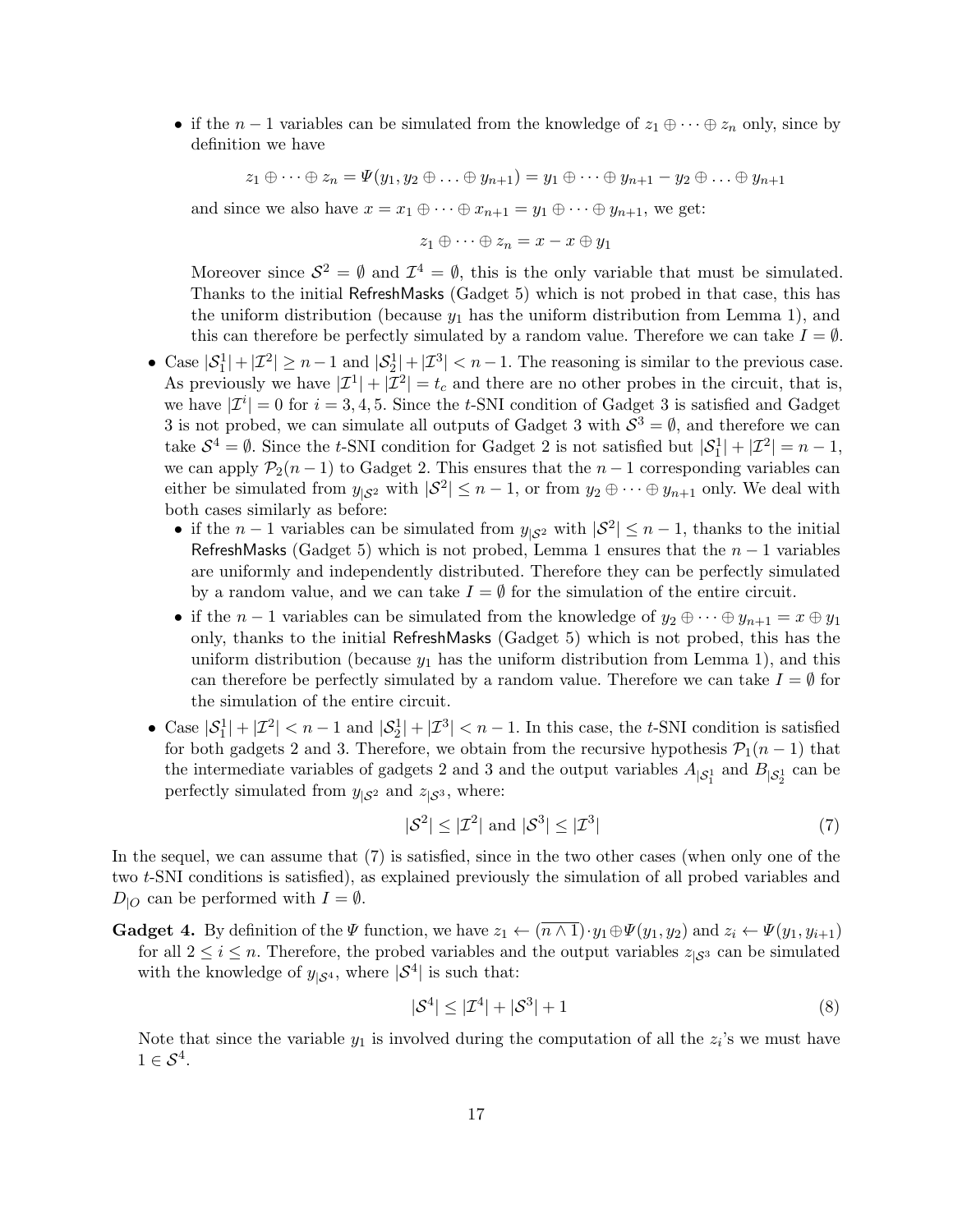- if the $n-1$ variables can be simulated from the knowledge of $z_1 \oplus \cdots \oplus z_n$ only, since by definition we have

  $$z_1 \oplus \cdots \oplus z_n = \Psi(y_1, y_2 \oplus \ldots \oplus y_{n+1}) = y_1 \oplus \cdots \oplus y_{n+1} - y_2 \oplus \ldots \oplus y_{n+1}$$

  and since we also have $x = x_1 \oplus \cdots \oplus x_{n+1} = y_1 \oplus \cdots \oplus y_{n+1}$, we get:

  $$z_1 \oplus \cdots \oplus z_n = x - x \oplus y_1$$

  Moreover since $\mathcal{S}^2 = \emptyset$ and $\mathcal{I}^4 = \emptyset$, this is the only variable that must be simulated. Thanks to the initial RefreshMasks (Gadget 5) which is not probed in that case, this has the uniform distribution (because $y_1$ has the uniform distribution from Lemma 1), and this can therefore be perfectly simulated by a random value. Therefore we can take $I = \emptyset$.

- Case $|\mathcal{S}_1^1| + |\mathcal{I}^2| \geq n-1$ and $|\mathcal{S}_2^1| + |\mathcal{I}^3| < n-1$. The reasoning is similar to the previous case. As previously we have $|\mathcal{I}^1| + |\mathcal{I}^2| = t_c$ and there are no other probes in the circuit, that is, we have $|\mathcal{I}^i| = 0$ for $i = 3, 4, 5$. Since the $t$-SNI condition of Gadget 3 is satisfied and Gadget 3 is not probed, we can simulate all outputs of Gadget 3 with $\mathcal{S}^3 = \emptyset$, and therefore we can take $\mathcal{S}^4 = \emptyset$. Since the $t$-SNI condition for Gadget 2 is not satisfied but $|\mathcal{S}_1^1| + |\mathcal{I}^2| = n-1$, we can apply $\mathcal{P}_2(n-1)$ to Gadget 2. This ensures that the $n-1$ corresponding variables can either be simulated from $y_{|\mathcal{S}^2}$ with $|\mathcal{S}^2| \leq n-1$, or from $y_2 \oplus \cdots \oplus y_{n+1}$ only. We deal with both cases similarly as before:
  - if the $n-1$ variables can be simulated from $y_{|\mathcal{S}^2}$ with $|\mathcal{S}^2| \leq n-1$, thanks to the initial RefreshMasks (Gadget 5) which is not probed, Lemma 1 ensures that the $n-1$ variables are uniformly and independently distributed. Therefore they can be perfectly simulated by a random value, and we can take $I = \emptyset$ for the simulation of the entire circuit.
  - if the $n-1$ variables can be simulated from the knowledge of $y_2 \oplus \cdots \oplus y_{n+1} = x \oplus y_1$ only, thanks to the initial RefreshMasks (Gadget 5) which is not probed, this has the uniform distribution (because $y_1$ has the uniform distribution from Lemma 1), and this can therefore be perfectly simulated by a random value. Therefore we can take $I = \emptyset$ for the simulation of the entire circuit.

- Case $|\mathcal{S}_1^1| + |\mathcal{I}^2| < n-1$ and $|\mathcal{S}_2^1| + |\mathcal{I}^3| < n-1$. In this case, the $t$-SNI condition is satisfied for both gadgets 2 and 3. Therefore, we obtain from the recursive hypothesis $\mathcal{P}_1(n-1)$ that the intermediate variables of gadgets 2 and 3 and the output variables $A_{|\mathcal{S}_1^1}$ and $B_{|\mathcal{S}_2^1}$ can be perfectly simulated from $y_{|\mathcal{S}^2}$ and $z_{|\mathcal{S}^3}$, where:

  $$|\mathcal{S}^2| \leq |\mathcal{I}^2| \text{ and } |\mathcal{S}^3| \leq |\mathcal{I}^3| \tag{7}$$

In the sequel, we can assume that (7) is satisfied, since in the two other cases (when only one of the two $t$-SNI conditions is satisfied), as explained previously the simulation of all probed variables and $D_{|O}$ can be performed with $I = \emptyset$.

**Gadget 4.** By definition of the $\Psi$ function, we have $z_1 \leftarrow (\overline{n \wedge 1}) \cdot y_1 \oplus \Psi(y_1, y_2)$ and $z_i \leftarrow \Psi(y_1, y_{i+1})$ for all $2 \leq i \leq n$. Therefore, the probed variables and the output variables $z_{|\mathcal{S}^3}$ can be simulated with the knowledge of $y_{|\mathcal{S}^4}$, where $|\mathcal{S}^4|$ is such that:

$$|\mathcal{S}^4| \leq |\mathcal{I}^4| + |\mathcal{S}^3| + 1 \tag{8}$$

Note that since the variable $y_1$ is involved during the computation of all the $z_i$'s we must have $1 \in \mathcal{S}^4$.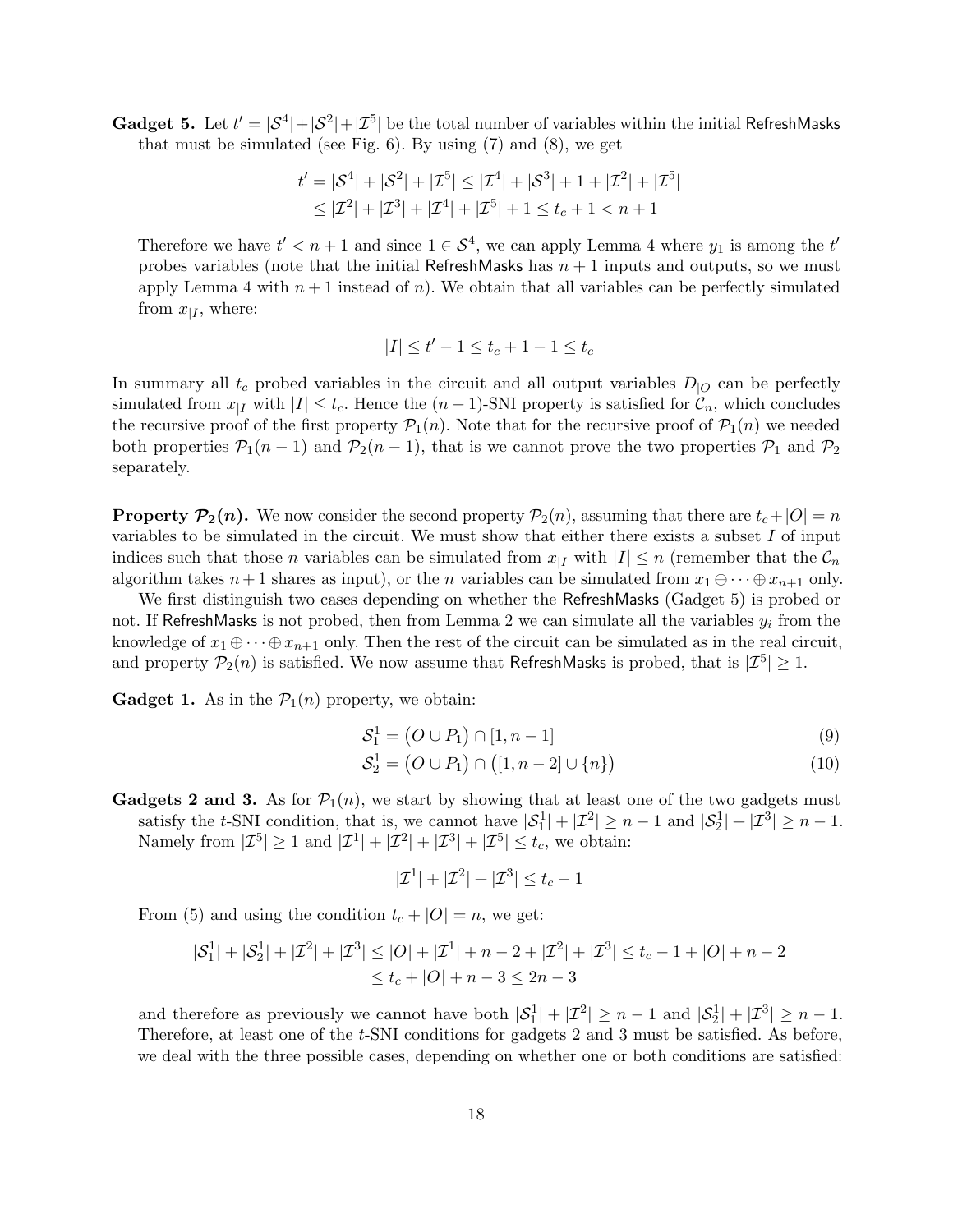**Gadget 5.** Let $t' = |\mathcal{S}^4| + |\mathcal{S}^2| + |\mathcal{I}^5|$ be the total number of variables within the initial $\mathsf{RefreshMasks}$ that must be simulated (see Fig. 6). By using (7) and (8), we get

$$
\begin{aligned}
t' = |\mathcal{S}^4| + |\mathcal{S}^2| + |\mathcal{I}^5| &\leq |\mathcal{I}^4| + |\mathcal{S}^3| + 1 + |\mathcal{I}^2| + |\mathcal{I}^5| \\
&\leq |\mathcal{I}^2| + |\mathcal{I}^3| + |\mathcal{I}^4| + |\mathcal{I}^5| + 1 \leq t_c + 1 < n + 1
\end{aligned}
$$

Therefore we have $t' < n+1$ and since $1 \in \mathcal{S}^4$, we can apply Lemma 4 where $y_1$ is among the $t'$ probes variables (note that the initial $\mathsf{RefreshMasks}$ has $n+1$ inputs and outputs, so we must apply Lemma 4 with $n+1$ instead of $n$). We obtain that all variables can be perfectly simulated from $x_{|I}$, where:

$$
|I| \leq t' - 1 \leq t_c + 1 - 1 \leq t_c
$$

In summary all $t_c$ probed variables in the circuit and all output variables $D_{|O}$ can be perfectly simulated from $x_{|I}$ with $|I| \leq t_c$. Hence the $(n-1)$-SNI property is satisfied for $\mathcal{C}_n$, which concludes the recursive proof of the first property $\mathcal{P}_1(n)$. Note that for the recursive proof of $\mathcal{P}_1(n)$ we needed both properties $\mathcal{P}_1(n-1)$ and $\mathcal{P}_2(n-1)$, that is we cannot prove the two properties $\mathcal{P}_1$ and $\mathcal{P}_2$ separately.

**Property $\mathcal{P}_2(n)$.** We now consider the second property $\mathcal{P}_2(n)$, assuming that there are $t_c + |O| = n$ variables to be simulated in the circuit. We must show that either there exists a subset $I$ of input indices such that those $n$ variables can be simulated from $x_{|I}$ with $|I| \leq n$ (remember that the $\mathcal{C}_n$ algorithm takes $n+1$ shares as input), or the $n$ variables can be simulated from $x_1 \oplus \cdots \oplus x_{n+1}$ only.

We first distinguish two cases depending on whether the $\mathsf{RefreshMasks}$ (Gadget 5) is probed or not. If $\mathsf{RefreshMasks}$ is not probed, then from Lemma 2 we can simulate all the variables $y_i$ from the knowledge of $x_1 \oplus \cdots \oplus x_{n+1}$ only. Then the rest of the circuit can be simulated as in the real circuit, and property $\mathcal{P}_2(n)$ is satisfied. We now assume that $\mathsf{RefreshMasks}$ is probed, that is $|\mathcal{I}^5| \geq 1$.

**Gadget 1.** As in the $\mathcal{P}_1(n)$ property, we obtain:

$$
\mathcal{S}_1^1 = \big(O \cup P_1\big) \cap [1, n-1] \tag{9}
$$

$$
\mathcal{S}_2^1 = \big(O \cup P_1\big) \cap \big([1, n-2] \cup \{n\}\big) \tag{10}
$$

**Gadgets 2 and 3.** As for $\mathcal{P}_1(n)$, we start by showing that at least one of the two gadgets must satisfy the $t$-SNI condition, that is, we cannot have $|\mathcal{S}_1^1| + |\mathcal{I}^2| \geq n-1$ and $|\mathcal{S}_2^1| + |\mathcal{I}^3| \geq n-1$. Namely from $|\mathcal{I}^5| \geq 1$ and $|\mathcal{I}^1| + |\mathcal{I}^2| + |\mathcal{I}^3| + |\mathcal{I}^5| \leq t_c$, we obtain:

$$
|\mathcal{I}^1| + |\mathcal{I}^2| + |\mathcal{I}^3| \leq t_c - 1
$$

From (5) and using the condition $t_c + |O| = n$, we get:

$$
\begin{aligned}
|\mathcal{S}_1^1| + |\mathcal{S}_2^1| + |\mathcal{I}^2| + |\mathcal{I}^3| &\leq |O| + |\mathcal{I}^1| + n - 2 + |\mathcal{I}^2| + |\mathcal{I}^3| \leq t_c - 1 + |O| + n - 2 \\
&\leq t_c + |O| + n - 3 \leq 2n - 3
\end{aligned}
$$

and therefore as previously we cannot have both $|\mathcal{S}_1^1| + |\mathcal{I}^2| \geq n-1$ and $|\mathcal{S}_2^1| + |\mathcal{I}^3| \geq n-1$. Therefore, at least one of the $t$-SNI conditions for gadgets 2 and 3 must be satisfied. As before, we deal with the three possible cases, depending on whether one or both conditions are satisfied: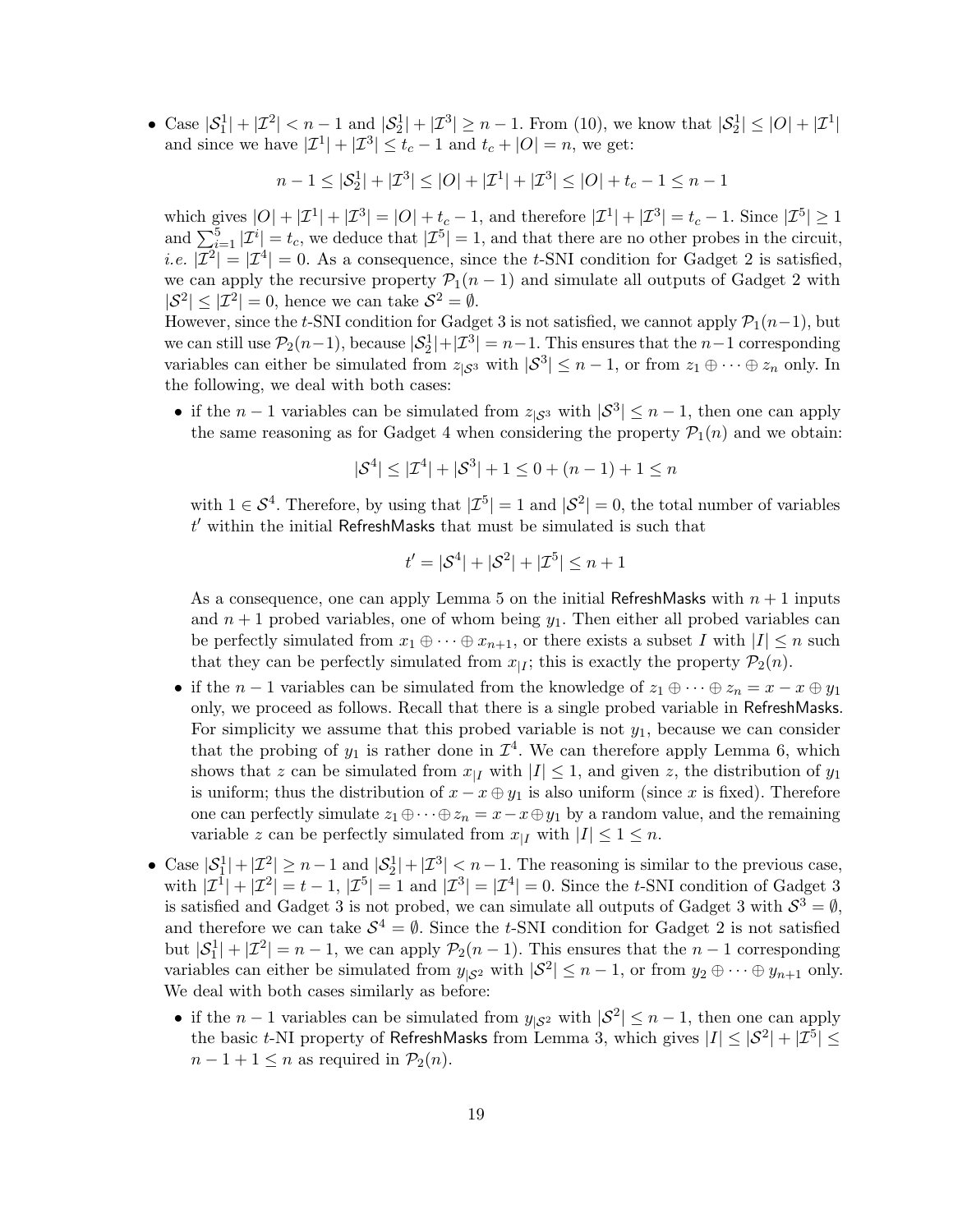- Case $|\mathcal{S}_1^1| + |\mathcal{I}^2| < n-1$ and $|\mathcal{S}_2^1| + |\mathcal{I}^3| \geq n-1$. From (10), we know that $|\mathcal{S}_2^1| \leq |O| + |\mathcal{I}^1|$ and since we have $|\mathcal{I}^1| + |\mathcal{I}^3| \leq t_c - 1$ and $t_c + |O| = n$, we get:

$$n - 1 \leq |\mathcal{S}_2^1| + |\mathcal{I}^3| \leq |O| + |\mathcal{I}^1| + |\mathcal{I}^3| \leq |O| + t_c - 1 \leq n - 1$$

  which gives $|O| + |\mathcal{I}^1| + |\mathcal{I}^3| = |O| + t_c - 1$, and therefore $|\mathcal{I}^1| + |\mathcal{I}^3| = t_c - 1$. Since $|\mathcal{I}^5| \geq 1$ and $\sum_{i=1}^{5} |\mathcal{I}^i| = t_c$, we deduce that $|\mathcal{I}^5| = 1$, and that there are no other probes in the circuit, *i.e.* $|\mathcal{I}^2| = |\mathcal{I}^4| = 0$. As a consequence, since the $t$-SNI condition for Gadget 2 is satisfied, we can apply the recursive property $\mathcal{P}_1(n-1)$ and simulate all outputs of Gadget 2 with $|\mathcal{S}^2| \leq |\mathcal{I}^2| = 0$, hence we can take $\mathcal{S}^2 = \emptyset$.
  However, since the $t$-SNI condition for Gadget 3 is not satisfied, we cannot apply $\mathcal{P}_1(n-1)$, but we can still use $\mathcal{P}_2(n-1)$, because $|\mathcal{S}_2^1| + |\mathcal{I}^3| = n-1$. This ensures that the $n-1$ corresponding variables can either be simulated from $z_{|\mathcal{S}^3}$ with $|\mathcal{S}^3| \leq n-1$, or from $z_1 \oplus \cdots \oplus z_n$ only. In the following, we deal with both cases:

  - if the $n-1$ variables can be simulated from $z_{|\mathcal{S}^3}$ with $|\mathcal{S}^3| \leq n-1$, then one can apply the same reasoning as for Gadget 4 when considering the property $\mathcal{P}_1(n)$ and we obtain:

  $$|\mathcal{S}^4| \leq |\mathcal{I}^4| + |\mathcal{S}^3| + 1 \leq 0 + (n-1) + 1 \leq n$$

    with $1 \in \mathcal{S}^4$. Therefore, by using that $|\mathcal{I}^5| = 1$ and $|\mathcal{S}^2| = 0$, the total number of variables $t'$ within the initial RefreshMasks that must be simulated is such that

  $$t' = |\mathcal{S}^4| + |\mathcal{S}^2| + |\mathcal{I}^5| \leq n + 1$$

    As a consequence, one can apply Lemma 5 on the initial RefreshMasks with $n+1$ inputs and $n+1$ probed variables, one of whom being $y_1$. Then either all probed variables can be perfectly simulated from $x_1 \oplus \cdots \oplus x_{n+1}$, or there exists a subset $I$ with $|I| \leq n$ such that they can be perfectly simulated from $x_{|I}$; this is exactly the property $\mathcal{P}_2(n)$.
  - if the $n-1$ variables can be simulated from the knowledge of $z_1 \oplus \cdots \oplus z_n = x - x \oplus y_1$ only, we proceed as follows. Recall that there is a single probed variable in RefreshMasks. For simplicity we assume that this probed variable is not $y_1$, because we can consider that the probing of $y_1$ is rather done in $\mathcal{I}^4$. We can therefore apply Lemma 6, which shows that $z$ can be simulated from $x_{|I}$ with $|I| \leq 1$, and given $z$, the distribution of $y_1$ is uniform; thus the distribution of $x - x \oplus y_1$ is also uniform (since $x$ is fixed). Therefore one can perfectly simulate $z_1 \oplus \cdots \oplus z_n = x - x \oplus y_1$ by a random value, and the remaining variable $z$ can be perfectly simulated from $x_{|I}$ with $|I| \leq 1 \leq n$.

- Case $|\mathcal{S}_1^1| + |\mathcal{I}^2| \geq n-1$ and $|\mathcal{S}_2^1| + |\mathcal{I}^3| < n-1$. The reasoning is similar to the previous case, with $|\mathcal{I}^1| + |\mathcal{I}^2| = t - 1$, $|\mathcal{I}^5| = 1$ and $|\mathcal{I}^3| = |\mathcal{I}^4| = 0$. Since the $t$-SNI condition of Gadget 3 is satisfied and Gadget 3 is not probed, we can simulate all outputs of Gadget 3 with $\mathcal{S}^3 = \emptyset$, and therefore we can take $\mathcal{S}^4 = \emptyset$. Since the $t$-SNI condition for Gadget 2 is not satisfied but $|\mathcal{S}_1^1| + |\mathcal{I}^2| = n-1$, we can apply $\mathcal{P}_2(n-1)$. This ensures that the $n-1$ corresponding variables can either be simulated from $y_{|\mathcal{S}^2}$ with $|\mathcal{S}^2| \leq n-1$, or from $y_2 \oplus \cdots \oplus y_{n+1}$ only. We deal with both cases similarly as before:

  - if the $n-1$ variables can be simulated from $y_{|\mathcal{S}^2}$ with $|\mathcal{S}^2| \leq n-1$, then one can apply the basic $t$-NI property of RefreshMasks from Lemma 3, which gives $|I| \leq |\mathcal{S}^2| + |\mathcal{I}^5| \leq n - 1 + 1 \leq n$ as required in $\mathcal{P}_2(n)$.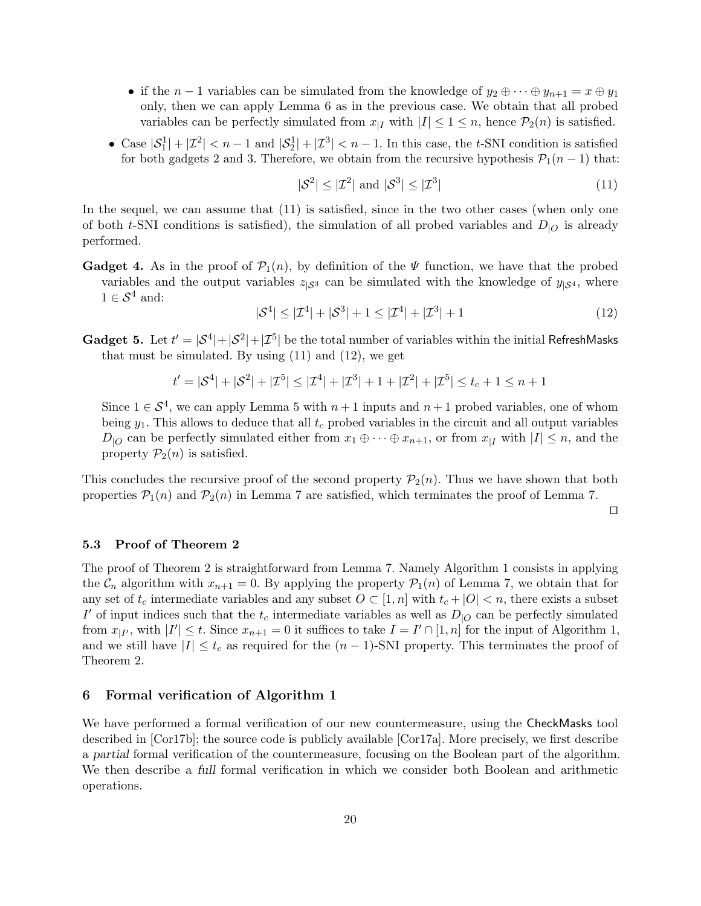- if the $n-1$ variables can be simulated from the knowledge of $y_2 \oplus \cdots \oplus y_{n+1} = x \oplus y_1$ only, then we can apply Lemma 6 as in the previous case. We obtain that all probed variables can be perfectly simulated from $x_{|I}$ with $|I| \leq 1 \leq n$, hence $\mathcal{P}_2(n)$ is satisfied.

- Case $|\mathcal{S}_1^1| + |\mathcal{I}^2| < n-1$ and $|\mathcal{S}_2^1| + |\mathcal{I}^3| < n-1$. In this case, the $t$-SNI condition is satisfied for both gadgets 2 and 3. Therefore, we obtain from the recursive hypothesis $\mathcal{P}_1(n-1)$ that:

$$|\mathcal{S}^2| \leq |\mathcal{I}^2| \text{ and } |\mathcal{S}^3| \leq |\mathcal{I}^3| \tag{11}$$

In the sequel, we can assume that (11) is satisfied, since in the two other cases (when only one of both $t$-SNI conditions is satisfied), the simulation of all probed variables and $D_{|O}$ is already performed.

**Gadget 4.** As in the proof of $\mathcal{P}_1(n)$, by definition of the $\Psi$ function, we have that the probed variables and the output variables $z_{|\mathcal{S}^3}$ can be simulated with the knowledge of $y_{|\mathcal{S}^4}$, where $1 \in \mathcal{S}^4$ and:

$$|\mathcal{S}^4| \leq |\mathcal{I}^4| + |\mathcal{S}^3| + 1 \leq |\mathcal{I}^4| + |\mathcal{I}^3| + 1 \tag{12}$$

**Gadget 5.** Let $t' = |\mathcal{S}^4| + |\mathcal{S}^2| + |\mathcal{I}^5|$ be the total number of variables within the initial RefreshMasks that must be simulated. By using (11) and (12), we get

$$t' = |\mathcal{S}^4| + |\mathcal{S}^2| + |\mathcal{I}^5| \leq |\mathcal{I}^4| + |\mathcal{I}^3| + 1 + |\mathcal{I}^2| + |\mathcal{I}^5| \leq t_c + 1 \leq n+1$$

Since $1 \in \mathcal{S}^4$, we can apply Lemma 5 with $n+1$ inputs and $n+1$ probed variables, one of whom being $y_1$. This allows to deduce that all $t_c$ probed variables in the circuit and all output variables $D_{|O}$ can be perfectly simulated either from $x_1 \oplus \cdots \oplus x_{n+1}$, or from $x_{|I}$ with $|I| \leq n$, and the property $\mathcal{P}_2(n)$ is satisfied.

This concludes the recursive proof of the second property $\mathcal{P}_2(n)$. Thus we have shown that both properties $\mathcal{P}_1(n)$ and $\mathcal{P}_2(n)$ in Lemma 7 are satisfied, which terminates the proof of Lemma 7.

□

### 5.3 Proof of Theorem 2

The proof of Theorem 2 is straightforward from Lemma 7. Namely Algorithm 1 consists in applying the $\mathcal{C}_n$ algorithm with $x_{n+1} = 0$. By applying the property $\mathcal{P}_1(n)$ of Lemma 7, we obtain that for any set of $t_c$ intermediate variables and any subset $O \subset [1, n]$ with $t_c + |O| < n$, there exists a subset $I'$ of input indices such that the $t_c$ intermediate variables as well as $D_{|O}$ can be perfectly simulated from $x_{|I'}$, with $|I'| \leq t$. Since $x_{n+1} = 0$ it suffices to take $I = I' \cap [1, n]$ for the input of Algorithm 1, and we still have $|I| \leq t_c$ as required for the $(n-1)$-SNI property. This terminates the proof of Theorem 2.

## 6 Formal verification of Algorithm 1

We have performed a formal verification of our new countermeasure, using the CheckMasks tool described in [Cor17b]; the source code is publicly available [Cor17a]. More precisely, we first describe a *partial* formal verification of the countermeasure, focusing on the Boolean part of the algorithm. We then describe a *full* formal verification in which we consider both Boolean and arithmetic operations.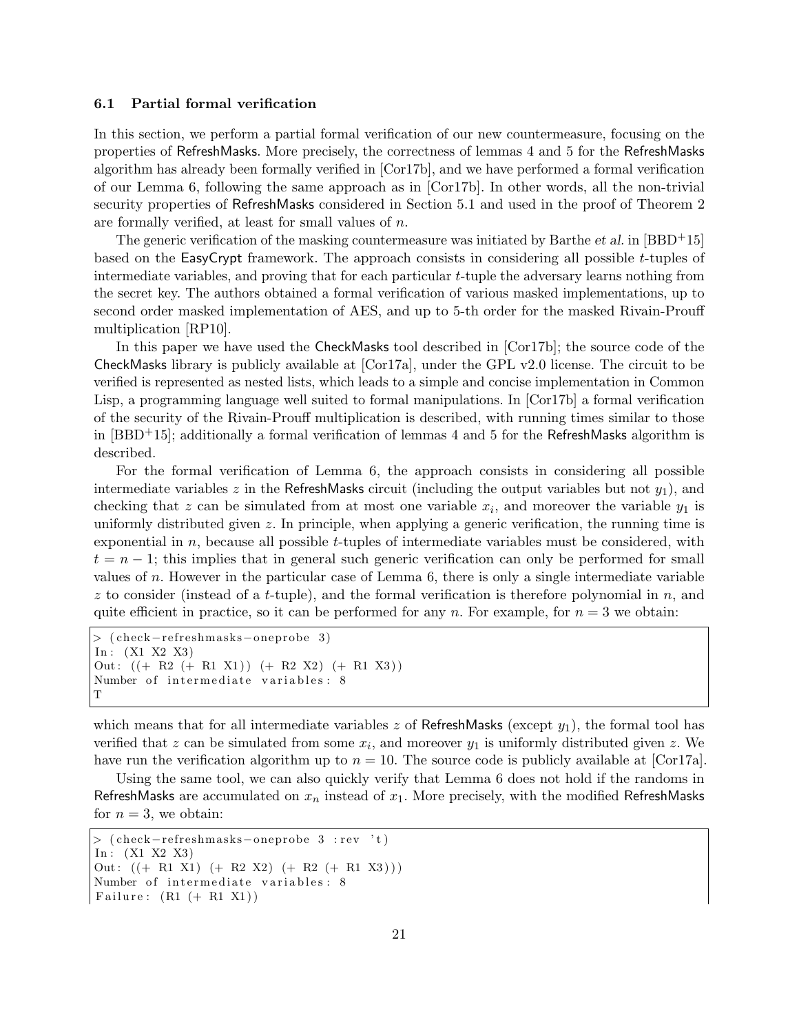### 6.1 Partial formal verification

In this section, we perform a partial formal verification of our new countermeasure, focusing on the properties of RefreshMasks. More precisely, the correctness of lemmas 4 and 5 for the RefreshMasks algorithm has already been formally verified in [Cor17b], and we have performed a formal verification of our Lemma 6, following the same approach as in [Cor17b]. In other words, all the non-trivial security properties of RefreshMasks considered in Section 5.1 and used in the proof of Theorem 2 are formally verified, at least for small values of $n$.

The generic verification of the masking countermeasure was initiated by Barthe *et al.* in [BBD+15] based on the EasyCrypt framework. The approach consists in considering all possible $t$-tuples of intermediate variables, and proving that for each particular $t$-tuple the adversary learns nothing from the secret key. The authors obtained a formal verification of various masked implementations, up to second order masked implementation of AES, and up to 5-th order for the masked Rivain-Prouff multiplication [RP10].

In this paper we have used the CheckMasks tool described in [Cor17b]; the source code of the CheckMasks library is publicly available at [Cor17a], under the GPL v2.0 license. The circuit to be verified is represented as nested lists, which leads to a simple and concise implementation in Common Lisp, a programming language well suited to formal manipulations. In [Cor17b] a formal verification of the security of the Rivain-Prouff multiplication is described, with running times similar to those in [BBD+15]; additionally a formal verification of lemmas 4 and 5 for the RefreshMasks algorithm is described.

For the formal verification of Lemma 6, the approach consists in considering all possible intermediate variables $z$ in the RefreshMasks circuit (including the output variables but not $y_1$), and checking that $z$ can be simulated from at most one variable $x_i$, and moreover the variable $y_1$ is uniformly distributed given $z$. In principle, when applying a generic verification, the running time is exponential in $n$, because all possible $t$-tuples of intermediate variables must be considered, with $t = n - 1$; this implies that in general such generic verification can only be performed for small values of $n$. However in the particular case of Lemma 6, there is only a single intermediate variable $z$ to consider (instead of a $t$-tuple), and the formal verification is therefore polynomial in $n$, and quite efficient in practice, so it can be performed for any $n$. For example, for $n = 3$ we obtain:

```
> (check-refreshmasks-oneprobe 3)
In: (X1 X2 X3)
Out: ((+ R2 (+ R1 X1)) (+ R2 X2) (+ R1 X3))
Number of intermediate variables: 8
T
```

which means that for all intermediate variables $z$ of RefreshMasks (except $y_1$), the formal tool has verified that $z$ can be simulated from some $x_i$, and moreover $y_1$ is uniformly distributed given $z$. We have run the verification algorithm up to $n = 10$. The source code is publicly available at [Cor17a].

Using the same tool, we can also quickly verify that Lemma 6 does not hold if the randoms in RefreshMasks are accumulated on $x_n$ instead of $x_1$. More precisely, with the modified RefreshMasks for $n = 3$, we obtain:

```
> (check-refreshmasks-oneprobe 3 :rev 't)
In: (X1 X2 X3)
Out: ((+ R1 X1) (+ R2 X2) (+ R2 (+ R1 X3)))
Number of intermediate variables: 8
Failure: (R1 (+ R1 X1))
```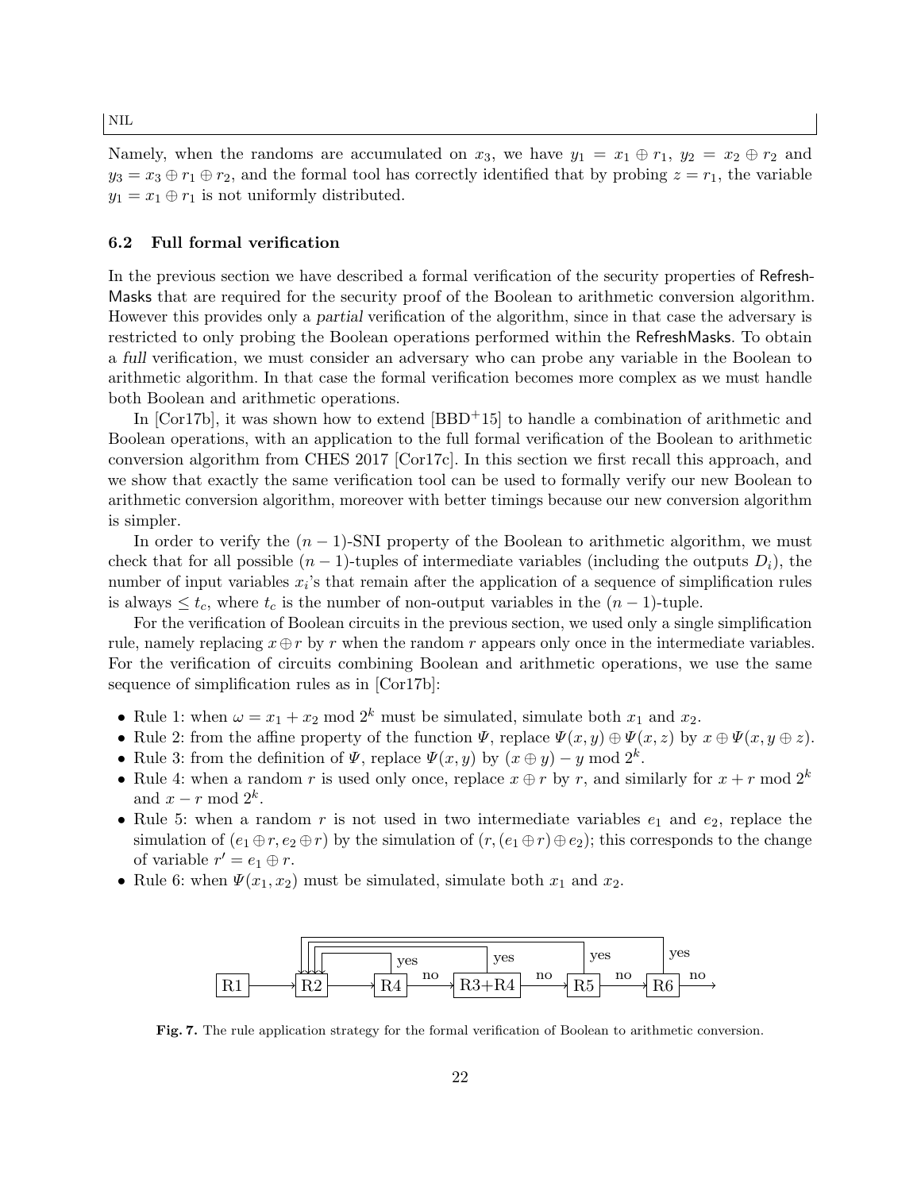Namely, when the randoms are accumulated on $x_3$, we have $y_1 = x_1 \oplus r_1$, $y_2 = x_2 \oplus r_2$ and $y_3 = x_3 \oplus r_1 \oplus r_2$, and the formal tool has correctly identified that by probing $z = r_1$, the variable $y_1 = x_1 \oplus r_1$ is not uniformly distributed.

### 6.2 Full formal verification

In the previous section we have described a formal verification of the security properties of RefreshMasks that are required for the security proof of the Boolean to arithmetic conversion algorithm. However this provides only a *partial* verification of the algorithm, since in that case the adversary is restricted to only probing the Boolean operations performed within the RefreshMasks. To obtain a *full* verification, we must consider an adversary who can probe any variable in the Boolean to arithmetic algorithm. In that case the formal verification becomes more complex as we must handle both Boolean and arithmetic operations.

In [Cor17b], it was shown how to extend [BBD+15] to handle a combination of arithmetic and Boolean operations, with an application to the full formal verification of the Boolean to arithmetic conversion algorithm from CHES 2017 [Cor17c]. In this section we first recall this approach, and we show that exactly the same verification tool can be used to formally verify our new Boolean to arithmetic conversion algorithm, moreover with better timings because our new conversion algorithm is simpler.

In order to verify the $(n-1)$-SNI property of the Boolean to arithmetic algorithm, we must check that for all possible $(n-1)$-tuples of intermediate variables (including the outputs $D_i$), the number of input variables $x_i$'s that remain after the application of a sequence of simplification rules is always $\leq t_c$, where $t_c$ is the number of non-output variables in the $(n-1)$-tuple.

For the verification of Boolean circuits in the previous section, we used only a single simplification rule, namely replacing $x \oplus r$ by $r$ when the random $r$ appears only once in the intermediate variables. For the verification of circuits combining Boolean and arithmetic operations, we use the same sequence of simplification rules as in [Cor17b]:

- Rule 1: when $\omega = x_1 + x_2 \bmod 2^k$ must be simulated, simulate both $x_1$ and $x_2$.
- Rule 2: from the affine property of the function $\Psi$, replace $\Psi(x,y) \oplus \Psi(x,z)$ by $x \oplus \Psi(x, y \oplus z)$.
- Rule 3: from the definition of $\Psi$, replace $\Psi(x,y)$ by $(x \oplus y) - y \bmod 2^k$.
- Rule 4: when a random $r$ is used only once, replace $x \oplus r$ by $r$, and similarly for $x + r \bmod 2^k$ and $x - r \bmod 2^k$.
- Rule 5: when a random $r$ is not used in two intermediate variables $e_1$ and $e_2$, replace the simulation of $(e_1 \oplus r, e_2 \oplus r)$ by the simulation of $(r, (e_1 \oplus r) \oplus e_2)$; this corresponds to the change of variable $r' = e_1 \oplus r$.
- Rule 6: when $\Psi(x_1, x_2)$ must be simulated, simulate both $x_1$ and $x_2$.

R1 → R2 → R4 —no→ R3+R4 —no→ R5 —no→ R6 —no→ (each "yes" branch loops back to R2)

**Fig. 7.** The rule application strategy for the formal verification of Boolean to arithmetic conversion.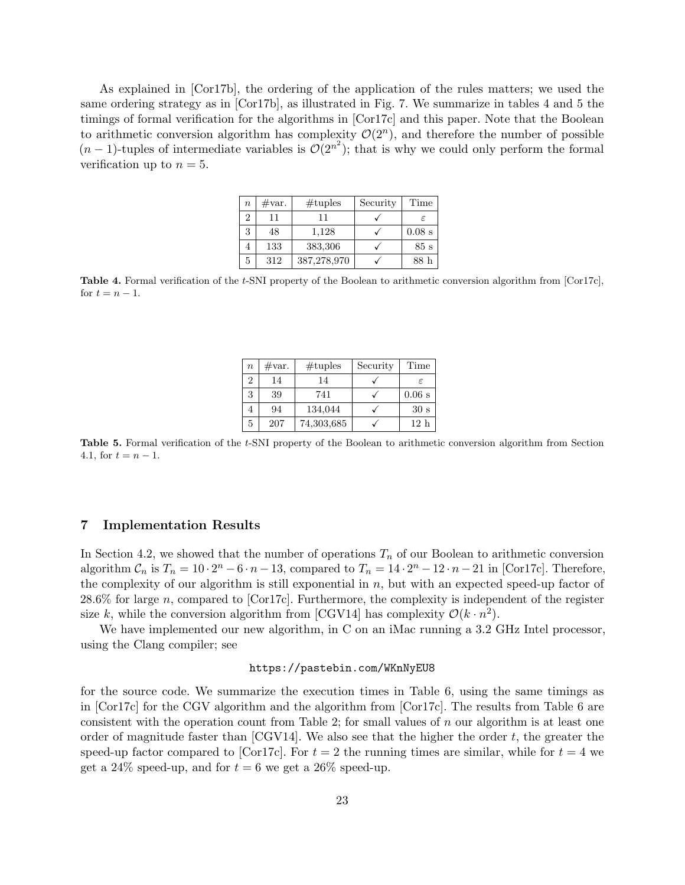As explained in [Cor17b], the ordering of the application of the rules matters; we used the same ordering strategy as in [Cor17b], as illustrated in Fig. 7. We summarize in tables 4 and 5 the timings of formal verification for the algorithms in [Cor17c] and this paper. Note that the Boolean to arithmetic conversion algorithm has complexity $\mathcal{O}(2^n)$, and therefore the number of possible $(n-1)$-tuples of intermediate variables is $\mathcal{O}(2^{n^2})$; that is why we could only perform the formal verification up to $n = 5$.

| $n$ | #var. | #tuples | Security | Time |
|---|---|---|---|---|
| 2 | 11 | 11 | ✓ | $\varepsilon$ |
| 3 | 48 | 1,128 | ✓ | 0.08 s |
| 4 | 133 | 383,306 | ✓ | 85 s |
| 5 | 312 | 387,278,970 | ✓ | 88 h |

**Table 4.** Formal verification of the $t$-SNI property of the Boolean to arithmetic conversion algorithm from [Cor17c], for $t = n - 1$.

| $n$ | #var. | #tuples | Security | Time |
|---|---|---|---|---|
| 2 | 14 | 14 | ✓ | $\varepsilon$ |
| 3 | 39 | 741 | ✓ | 0.06 s |
| 4 | 94 | 134,044 | ✓ | 30 s |
| 5 | 207 | 74,303,685 | ✓ | 12 h |

**Table 5.** Formal verification of the $t$-SNI property of the Boolean to arithmetic conversion algorithm from Section 4.1, for $t = n - 1$.

## 7 Implementation Results

In Section 4.2, we showed that the number of operations $T_n$ of our Boolean to arithmetic conversion algorithm $\mathcal{C}_n$ is $T_n = 10 \cdot 2^n - 6 \cdot n - 13$, compared to $T_n = 14 \cdot 2^n - 12 \cdot n - 21$ in [Cor17c]. Therefore, the complexity of our algorithm is still exponential in $n$, but with an expected speed-up factor of 28.6% for large $n$, compared to [Cor17c]. Furthermore, the complexity is independent of the register size $k$, while the conversion algorithm from [CGV14] has complexity $\mathcal{O}(k \cdot n^2)$.

We have implemented our new algorithm, in C on an iMac running a 3.2 GHz Intel processor, using the Clang compiler; see

`https://pastebin.com/WKnNyEU8`

for the source code. We summarize the execution times in Table 6, using the same timings as in [Cor17c] for the CGV algorithm and the algorithm from [Cor17c]. The results from Table 6 are consistent with the operation count from Table 2; for small values of $n$ our algorithm is at least one order of magnitude faster than [CGV14]. We also see that the higher the order $t$, the greater the speed-up factor compared to [Cor17c]. For $t = 2$ the running times are similar, while for $t = 4$ we get a 24% speed-up, and for $t = 6$ we get a 26% speed-up.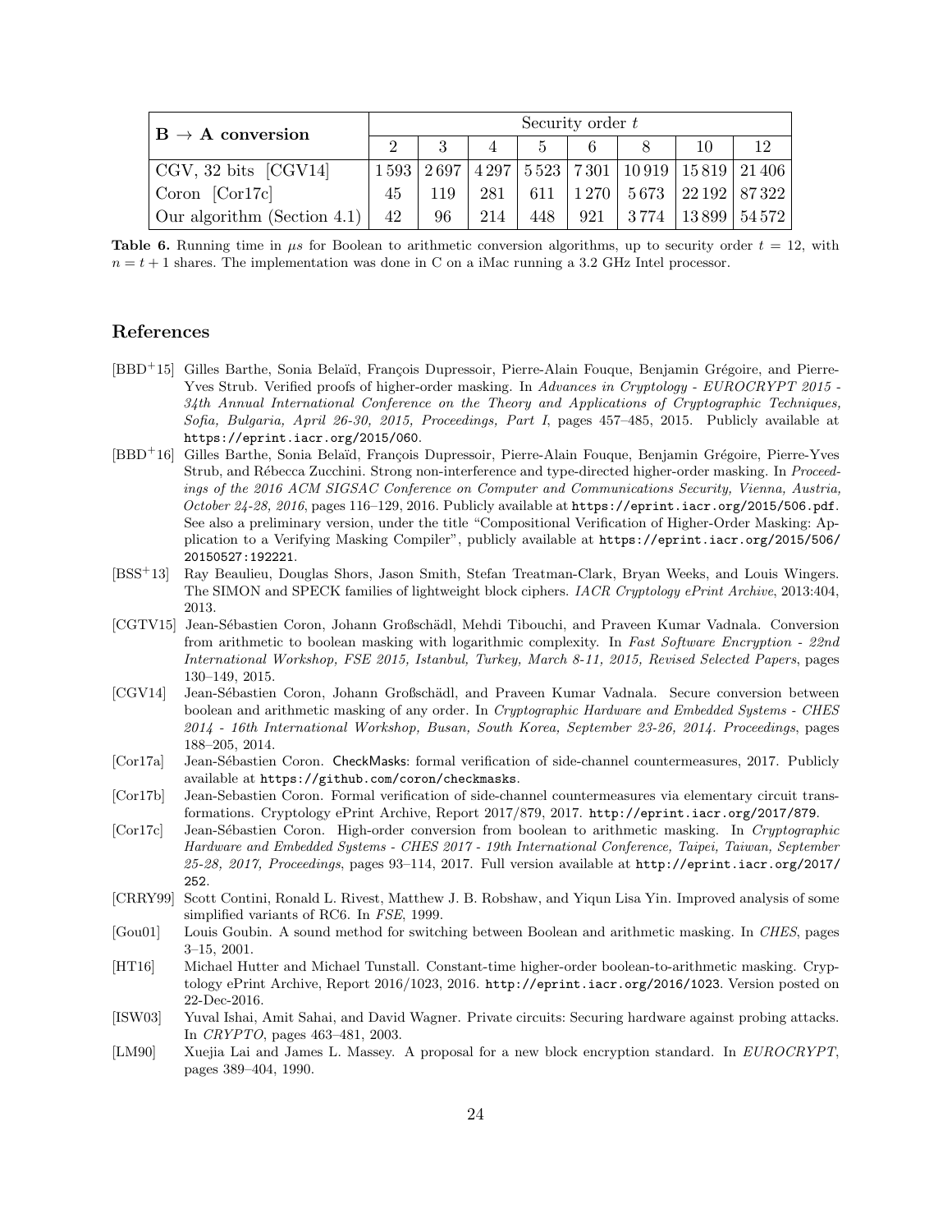| $\mathbf{B} \rightarrow \mathbf{A}$ **conversion** | Security order $t$ | | | | | | | |
|---|---|---|---|---|---|---|---|---|
| | 2 | 3 | 4 | 5 | 6 | 8 | 10 | 12 |
| CGV, 32 bits [CGV14] | 1 593 | 2 697 | 4 297 | 5 523 | 7 301 | 10 919 | 15 819 | 21 406 |
| Coron [Cor17c] | 45 | 119 | 281 | 611 | 1 270 | 5 673 | 22 192 | 87 322 |
| Our algorithm (Section 4.1) | 42 | 96 | 214 | 448 | 921 | 3 774 | 13 899 | 54 572 |

**Table 6.** Running time in $\mu s$ for Boolean to arithmetic conversion algorithms, up to security order $t = 12$, with $n = t + 1$ shares. The implementation was done in C on a iMac running a 3.2 GHz Intel processor.

## References

[BBD+15] Gilles Barthe, Sonia Belaïd, François Dupressoir, Pierre-Alain Fouque, Benjamin Grégoire, and Pierre-Yves Strub. Verified proofs of higher-order masking. In *Advances in Cryptology - EUROCRYPT 2015 - 34th Annual International Conference on the Theory and Applications of Cryptographic Techniques, Sofia, Bulgaria, April 26-30, 2015, Proceedings, Part I*, pages 457–485, 2015. Publicly available at `https://eprint.iacr.org/2015/060`.

[BBD+16] Gilles Barthe, Sonia Belaïd, François Dupressoir, Pierre-Alain Fouque, Benjamin Grégoire, Pierre-Yves Strub, and Rébecca Zucchini. Strong non-interference and type-directed higher-order masking. In *Proceedings of the 2016 ACM SIGSAC Conference on Computer and Communications Security, Vienna, Austria, October 24-28, 2016*, pages 116–129, 2016. Publicly available at `https://eprint.iacr.org/2015/506.pdf`. See also a preliminary version, under the title "Compositional Verification of Higher-Order Masking: Application to a Verifying Masking Compiler", publicly available at `https://eprint.iacr.org/2015/506/20150527:192221`.

[BSS+13] Ray Beaulieu, Douglas Shors, Jason Smith, Stefan Treatman-Clark, Bryan Weeks, and Louis Wingers. The SIMON and SPECK families of lightweight block ciphers. *IACR Cryptology ePrint Archive*, 2013:404, 2013.

[CGTV15] Jean-Sébastien Coron, Johann Großschädl, Mehdi Tibouchi, and Praveen Kumar Vadnala. Conversion from arithmetic to boolean masking with logarithmic complexity. In *Fast Software Encryption - 22nd International Workshop, FSE 2015, Istanbul, Turkey, March 8-11, 2015, Revised Selected Papers*, pages 130–149, 2015.

[CGV14] Jean-Sébastien Coron, Johann Großschädl, and Praveen Kumar Vadnala. Secure conversion between boolean and arithmetic masking of any order. In *Cryptographic Hardware and Embedded Systems - CHES 2014 - 16th International Workshop, Busan, South Korea, September 23-26, 2014. Proceedings*, pages 188–205, 2014.

[Cor17a] Jean-Sébastien Coron. CheckMasks: formal verification of side-channel countermeasures, 2017. Publicly available at `https://github.com/coron/checkmasks`.

[Cor17b] Jean-Sebastien Coron. Formal verification of side-channel countermeasures via elementary circuit transformations. Cryptology ePrint Archive, Report 2017/879, 2017. `http://eprint.iacr.org/2017/879`.

[Cor17c] Jean-Sébastien Coron. High-order conversion from boolean to arithmetic masking. In *Cryptographic Hardware and Embedded Systems - CHES 2017 - 19th International Conference, Taipei, Taiwan, September 25-28, 2017, Proceedings*, pages 93–114, 2017. Full version available at `http://eprint.iacr.org/2017/252`.

[CRRY99] Scott Contini, Ronald L. Rivest, Matthew J. B. Robshaw, and Yiqun Lisa Yin. Improved analysis of some simplified variants of RC6. In *FSE*, 1999.

[Gou01] Louis Goubin. A sound method for switching between Boolean and arithmetic masking. In *CHES*, pages 3–15, 2001.

[HT16] Michael Hutter and Michael Tunstall. Constant-time higher-order boolean-to-arithmetic masking. Cryptology ePrint Archive, Report 2016/1023, 2016. `http://eprint.iacr.org/2016/1023`. Version posted on 22-Dec-2016.

[ISW03] Yuval Ishai, Amit Sahai, and David Wagner. Private circuits: Securing hardware against probing attacks. In *CRYPTO*, pages 463–481, 2003.

[LM90] Xuejia Lai and James L. Massey. A proposal for a new block encryption standard. In *EUROCRYPT*, pages 389–404, 1990.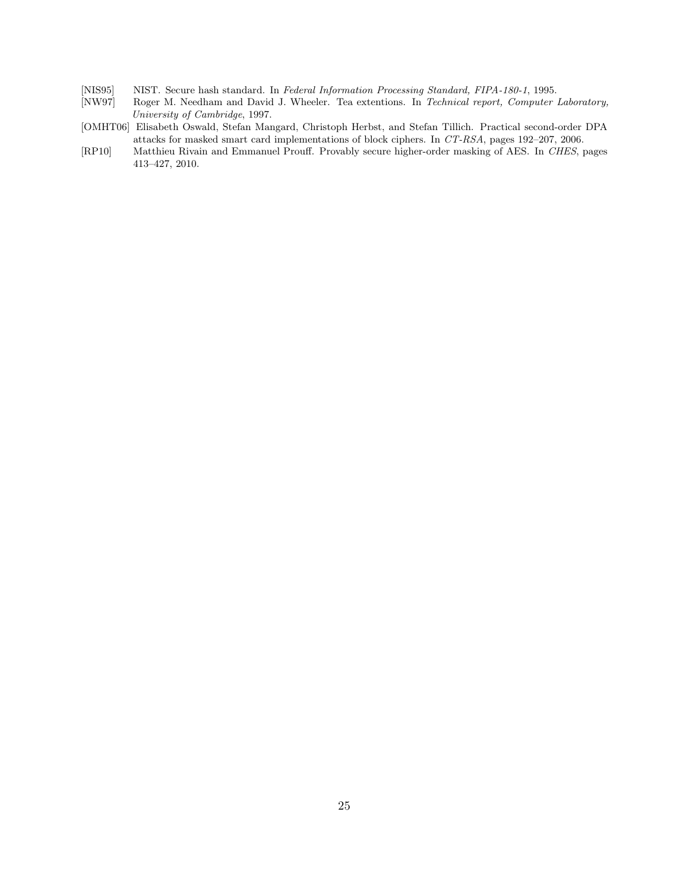[NIS95] NIST. Secure hash standard. In *Federal Information Processing Standard, FIPA-180-1*, 1995.

[NW97] Roger M. Needham and David J. Wheeler. Tea extentions. In *Technical report, Computer Laboratory, University of Cambridge*, 1997.

[OMHT06] Elisabeth Oswald, Stefan Mangard, Christoph Herbst, and Stefan Tillich. Practical second-order DPA attacks for masked smart card implementations of block ciphers. In *CT-RSA*, pages 192–207, 2006.

[RP10] Matthieu Rivain and Emmanuel Prouff. Provably secure higher-order masking of AES. In *CHES*, pages 413–427, 2010.